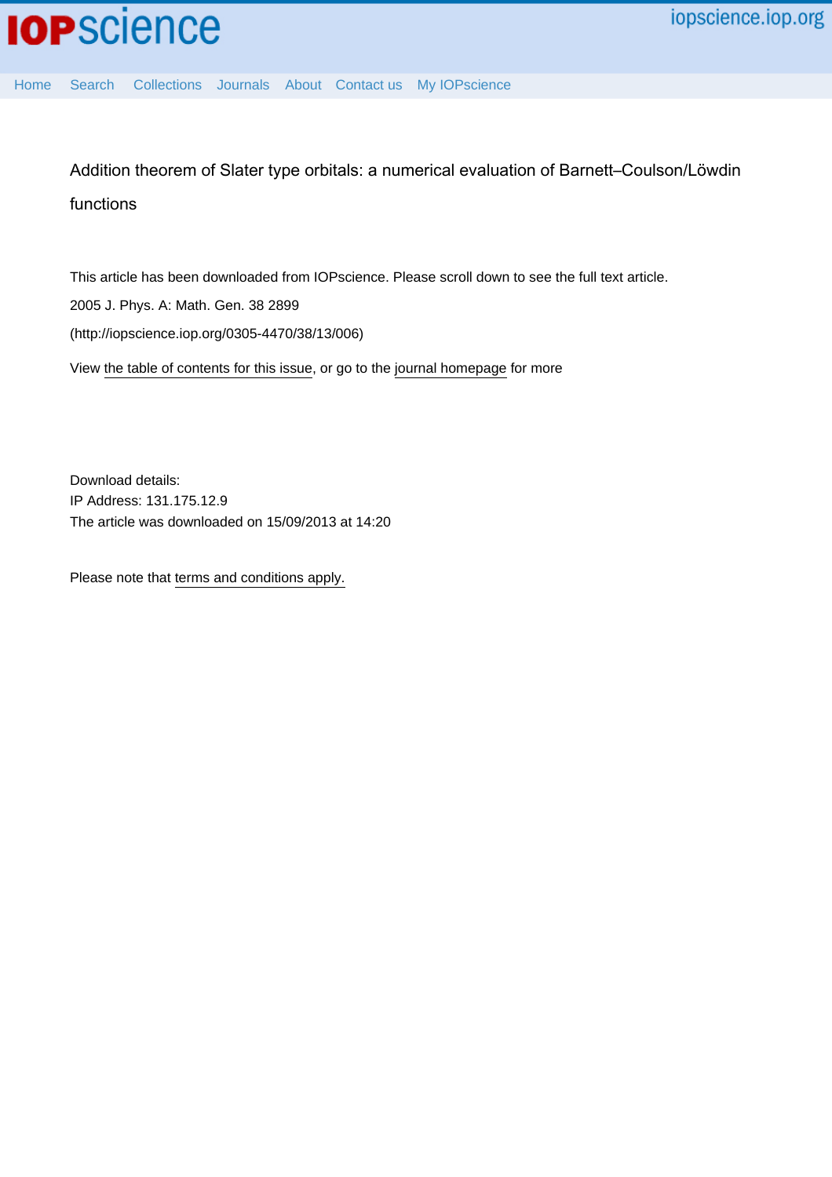# Addition theorem of Slater type orbitals: a numerical evaluation of Barnett–Coulson/Löwdin functions

This article has been downloaded from IOPscience. Please scroll down to see the full text article.

2005 J. Phys. A: Math. Gen. 38 2899

(http://iopscience.iop.org/0305-4470/38/13/006)

View the table of contents for this issue, or go to the journal homepage for more

Download details:
IP Address: 131.175.12.9
The article was downloaded on 15/09/2013 at 14:20

Please note that terms and conditions apply.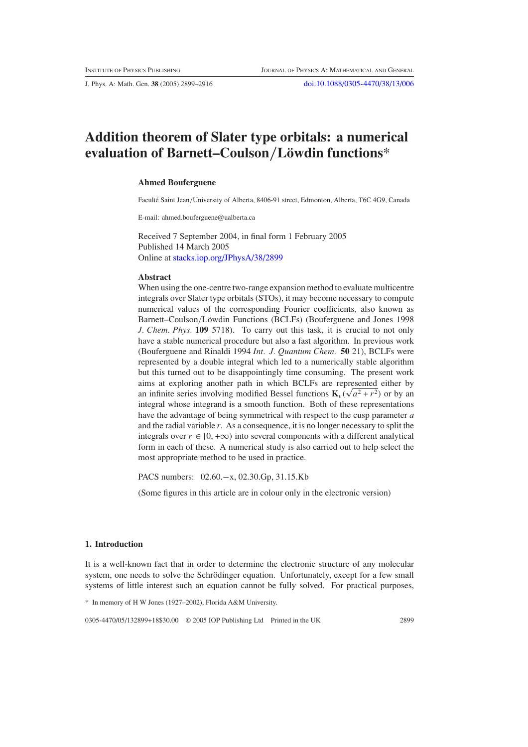# Addition theorem of Slater type orbitals: a numerical evaluation of Barnett–Coulson/Löwdin functions*

**Ahmed Bouferguene**

Faculté Saint Jean/University of Alberta, 8406-91 street, Edmonton, Alberta, T6C 4G9, Canada

E-mail: ahmed.bouferguene@ualberta.ca

Received 7 September 2004, in final form 1 February 2005
Published 14 March 2005
Online at stacks.iop.org/JPhysA/38/2899

### Abstract

When using the one-centre two-range expansion method to evaluate multicentre integrals over Slater type orbitals (STOs), it may become necessary to compute numerical values of the corresponding Fourier coefficients, also known as Barnett–Coulson/Löwdin Functions (BCLFs) (Bouferguene and Jones 1998 *J. Chem. Phys.* **109** 5718). To carry out this task, it is crucial to not only have a stable numerical procedure but also a fast algorithm. In previous work (Bouferguene and Rinaldi 1994 *Int. J. Quantum Chem.* **50** 21), BCLFs were represented by a double integral which led to a numerically stable algorithm but this turned out to be disappointingly time consuming. The present work aims at exploring another path in which BCLFs are represented either by an infinite series involving modified Bessel functions $\mathbf{K}_\nu(\sqrt{a^2+r^2})$ or by an integral whose integrand is a smooth function. Both of these representations have the advantage of being symmetrical with respect to the cusp parameter $a$ and the radial variable $r$. As a consequence, it is no longer necessary to split the integrals over $r \in [0, +\infty)$ into several components with a different analytical form in each of these. A numerical study is also carried out to help select the most appropriate method to be used in practice.

PACS numbers: 02.60.−x, 02.30.Gp, 31.15.Kb

(Some figures in this article are in colour only in the electronic version)

## 1. Introduction

It is a well-known fact that in order to determine the electronic structure of any molecular system, one needs to solve the Schrödinger equation. Unfortunately, except for a few small systems of little interest such an equation cannot be fully solved. For practical purposes,

\* In memory of H W Jones (1927–2002), Florida A&M University.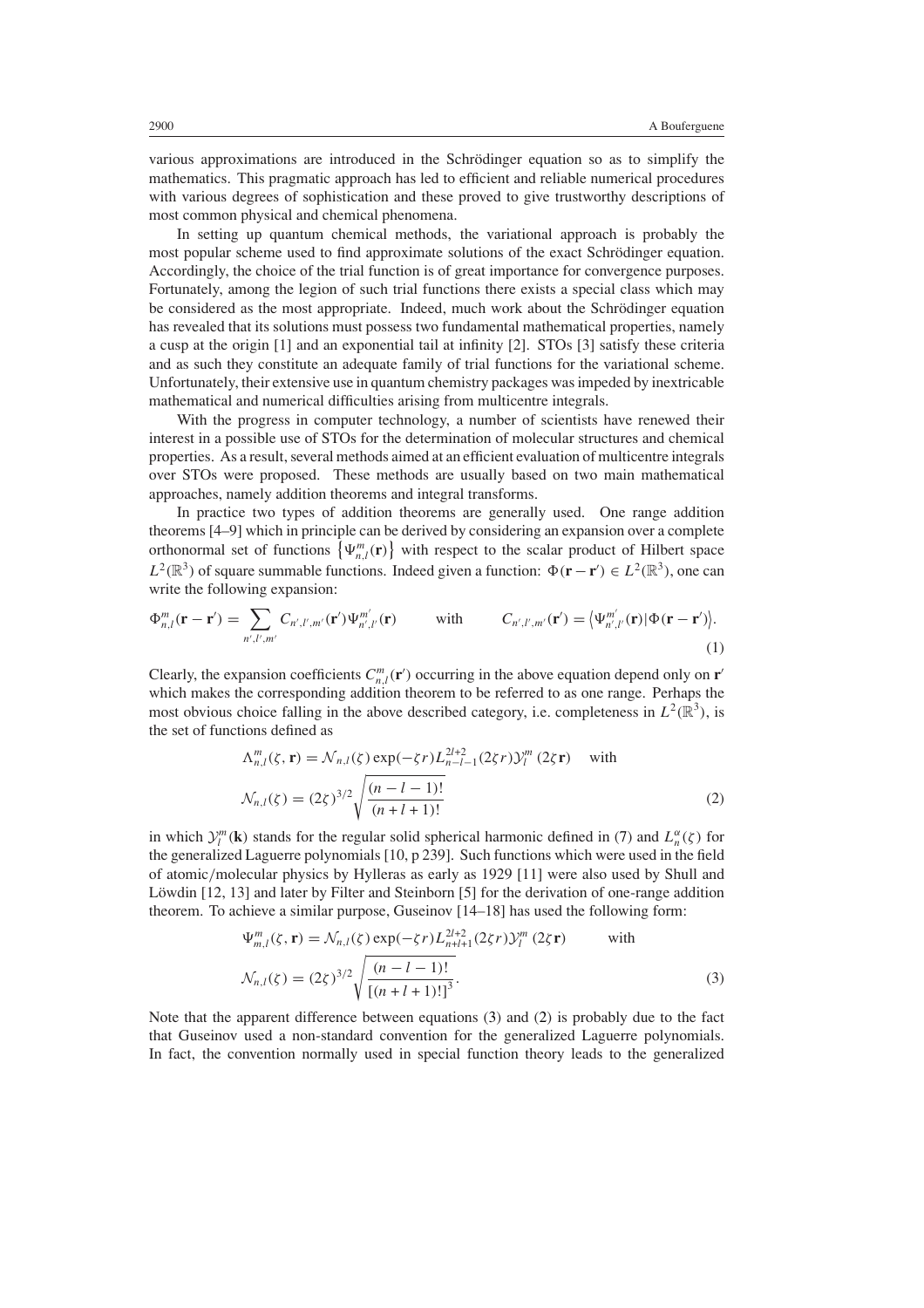various approximations are introduced in the Schrödinger equation so as to simplify the mathematics. This pragmatic approach has led to efficient and reliable numerical procedures with various degrees of sophistication and these proved to give trustworthy descriptions of most common physical and chemical phenomena.

In setting up quantum chemical methods, the variational approach is probably the most popular scheme used to find approximate solutions of the exact Schrödinger equation. Accordingly, the choice of the trial function is of great importance for convergence purposes. Fortunately, among the legion of such trial functions there exists a special class which may be considered as the most appropriate. Indeed, much work about the Schrödinger equation has revealed that its solutions must possess two fundamental mathematical properties, namely a cusp at the origin [1] and an exponential tail at infinity [2]. STOs [3] satisfy these criteria and as such they constitute an adequate family of trial functions for the variational scheme. Unfortunately, their extensive use in quantum chemistry packages was impeded by inextricable mathematical and numerical difficulties arising from multicentre integrals.

With the progress in computer technology, a number of scientists have renewed their interest in a possible use of STOs for the determination of molecular structures and chemical properties. As a result, several methods aimed at an efficient evaluation of multicentre integrals over STOs were proposed. These methods are usually based on two main mathematical approaches, namely addition theorems and integral transforms.

In practice two types of addition theorems are generally used. One range addition theorems [4–9] which in principle can be derived by considering an expansion over a complete orthonormal set of functions $\left\{\Psi_{n,l}^{m}(\mathbf{r})\right\}$ with respect to the scalar product of Hilbert space $L^2(\mathbb{R}^3)$ of square summable functions. Indeed given a function: $\Phi(\mathbf{r}-\mathbf{r}') \in L^2(\mathbb{R}^3)$, one can write the following expansion:

$$\Phi_{n,l}^{m}(\mathbf{r}-\mathbf{r}') = \sum_{n',l',m'} C_{n',l',m'}(\mathbf{r}')\Psi_{n',l'}^{m'}(\mathbf{r}) \qquad \text{with} \qquad C_{n',l',m'}(\mathbf{r}') = \left\langle \Psi_{n',l'}^{m'}(\mathbf{r}) | \Phi(\mathbf{r}-\mathbf{r}')\right\rangle. \tag{1}$$

Clearly, the expansion coefficients $C_{n,l}^{m}(\mathbf{r}')$ occurring in the above equation depend only on $\mathbf{r}'$ which makes the corresponding addition theorem to be referred to as one range. Perhaps the most obvious choice falling in the above described category, i.e. completeness in $L^2(\mathbb{R}^3)$, is the set of functions defined as

$$\begin{aligned}
&\Lambda_{n,l}^{m}(\zeta,\mathbf{r}) = \mathcal{N}_{n,l}(\zeta)\exp(-\zeta r) L_{n-l-1}^{2l+2}(2\zeta r)\mathcal{Y}_l^m(2\zeta\mathbf{r}) \quad \text{with} \\
&\mathcal{N}_{n,l}(\zeta) = (2\zeta)^{3/2}\sqrt{\frac{(n-l-1)!}{(n+l+1)!}}
\end{aligned} \tag{2}$$

in which $\mathcal{Y}_l^m(\mathbf{k})$ stands for the regular solid spherical harmonic defined in (7) and $L_n^{\alpha}(\zeta)$ for the generalized Laguerre polynomials [10, p 239]. Such functions which were used in the field of atomic/molecular physics by Hylleras as early as 1929 [11] were also used by Shull and Löwdin [12, 13] and later by Filter and Steinborn [5] for the derivation of one-range addition theorem. To achieve a similar purpose, Guseinov [14–18] has used the following form:

$$\begin{aligned}
&\Psi_{m,l}^{m}(\zeta,\mathbf{r}) = \mathcal{N}_{n,l}(\zeta)\exp(-\zeta r) L_{n+l+1}^{2l+2}(2\zeta r)\mathcal{Y}_l^m(2\zeta\mathbf{r}) \qquad \text{with} \\
&\mathcal{N}_{n,l}(\zeta) = (2\zeta)^{3/2}\sqrt{\frac{(n-l-1)!}{[(n+l+1)!]^3}}.
\end{aligned} \tag{3}$$

Note that the apparent difference between equations (3) and (2) is probably due to the fact that Guseinov used a non-standard convention for the generalized Laguerre polynomials. In fact, the convention normally used in special function theory leads to the generalized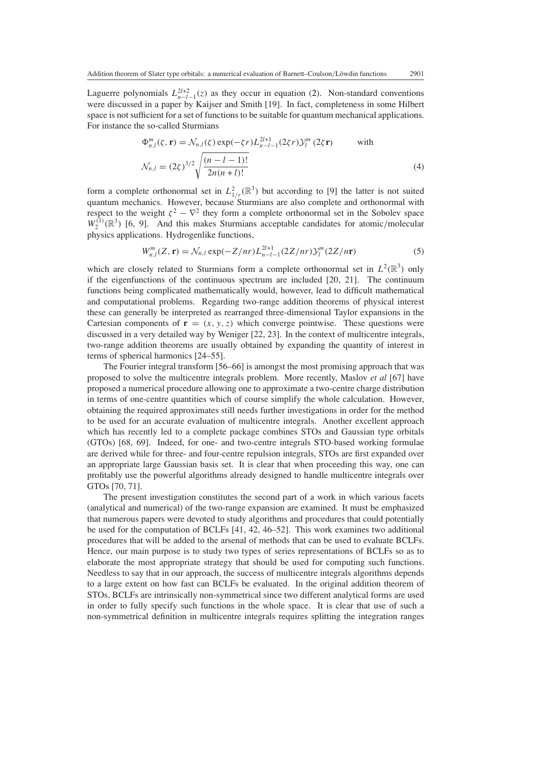Laguerre polynomials $L_{n-l-1}^{2l+2}(z)$ as they occur in equation (2). Non-standard conventions were discussed in a paper by Kaijser and Smith [19]. In fact, completeness in some Hilbert space is not sufficient for a set of functions to be suitable for quantum mechanical applications. For instance the so-called Sturmians

$$\Phi_{n,l}^{m}(\zeta, \mathbf{r}) = \mathcal{N}_{n,l}(\zeta) \exp(-\zeta r) L_{n-l-1}^{2l+1}(2\zeta r) \mathcal{Y}_{l}^{m}(2\zeta \mathbf{r}) \qquad \text{with}$$
$$\mathcal{N}_{n,l} = (2\zeta)^{3/2} \sqrt{\frac{(n-l-1)!}{2n(n+l)!}} \tag{4}$$

form a complete orthonormal set in $L_{1/r}^{2}(\mathbb{R}^3)$ but according to [9] the latter is not suited quantum mechanics. However, because Sturmians are also complete and orthonormal with respect to the weight $\zeta^2 - \nabla^2$ they form a complete orthonormal set in the Sobolev space $W_2^{(1)}(\mathbb{R}^3)$ [6, 9]. And this makes Sturmians acceptable candidates for atomic/molecular physics applications. Hydrogenlike functions,

$$W_{n,l}^{m}(Z, \mathbf{r}) = \mathcal{N}_{n,l} \exp(-Z/nr) L_{n-l-1}^{2l+1}(2Z/nr) \mathcal{Y}_{l}^{m}(2Z/n\mathbf{r}) \tag{5}$$

which are closely related to Sturmians form a complete orthonormal set in $L^2(\mathbb{R}^3)$ only if the eigenfunctions of the continuous spectrum are included [20, 21]. The continuum functions being complicated mathematically would, however, lead to difficult mathematical and computational problems. Regarding two-range addition theorems of physical interest these can generally be interpreted as rearranged three-dimensional Taylor expansions in the Cartesian components of $\mathbf{r} = (x, y, z)$ which converge pointwise. These questions were discussed in a very detailed way by Weniger [22, 23]. In the context of multicentre integrals, two-range addition theorems are usually obtained by expanding the quantity of interest in terms of spherical harmonics [24–55].

The Fourier integral transform [56–66] is amongst the most promising approach that was proposed to solve the multicentre integrals problem. More recently, Maslov *et al* [67] have proposed a numerical procedure allowing one to approximate a two-centre charge distribution in terms of one-centre quantities which of course simplify the whole calculation. However, obtaining the required approximates still needs further investigations in order for the method to be used for an accurate evaluation of multicentre integrals. Another excellent approach which has recently led to a complete package combines STOs and Gaussian type orbitals (GTOs) [68, 69]. Indeed, for one- and two-centre integrals STO-based working formulae are derived while for three- and four-centre repulsion integrals, STOs are first expanded over an appropriate large Gaussian basis set. It is clear that when proceeding this way, one can profitably use the powerful algorithms already designed to handle multicentre integrals over GTOs [70, 71].

The present investigation constitutes the second part of a work in which various facets (analytical and numerical) of the two-range expansion are examined. It must be emphasized that numerous papers were devoted to study algorithms and procedures that could potentially be used for the computation of BCLFs [41, 42, 46–52]. This work examines two additional procedures that will be added to the arsenal of methods that can be used to evaluate BCLFs. Hence, our main purpose is to study two types of series representations of BCLFs so as to elaborate the most appropriate strategy that should be used for computing such functions. Needless to say that in our approach, the success of multicentre integrals algorithms depends to a large extent on how fast can BCLFs be evaluated. In the original addition theorem of STOs, BCLFs are intrinsically non-symmetrical since two different analytical forms are used in order to fully specify such functions in the whole space. It is clear that use of such a non-symmetrical definition in multicentre integrals requires splitting the integration ranges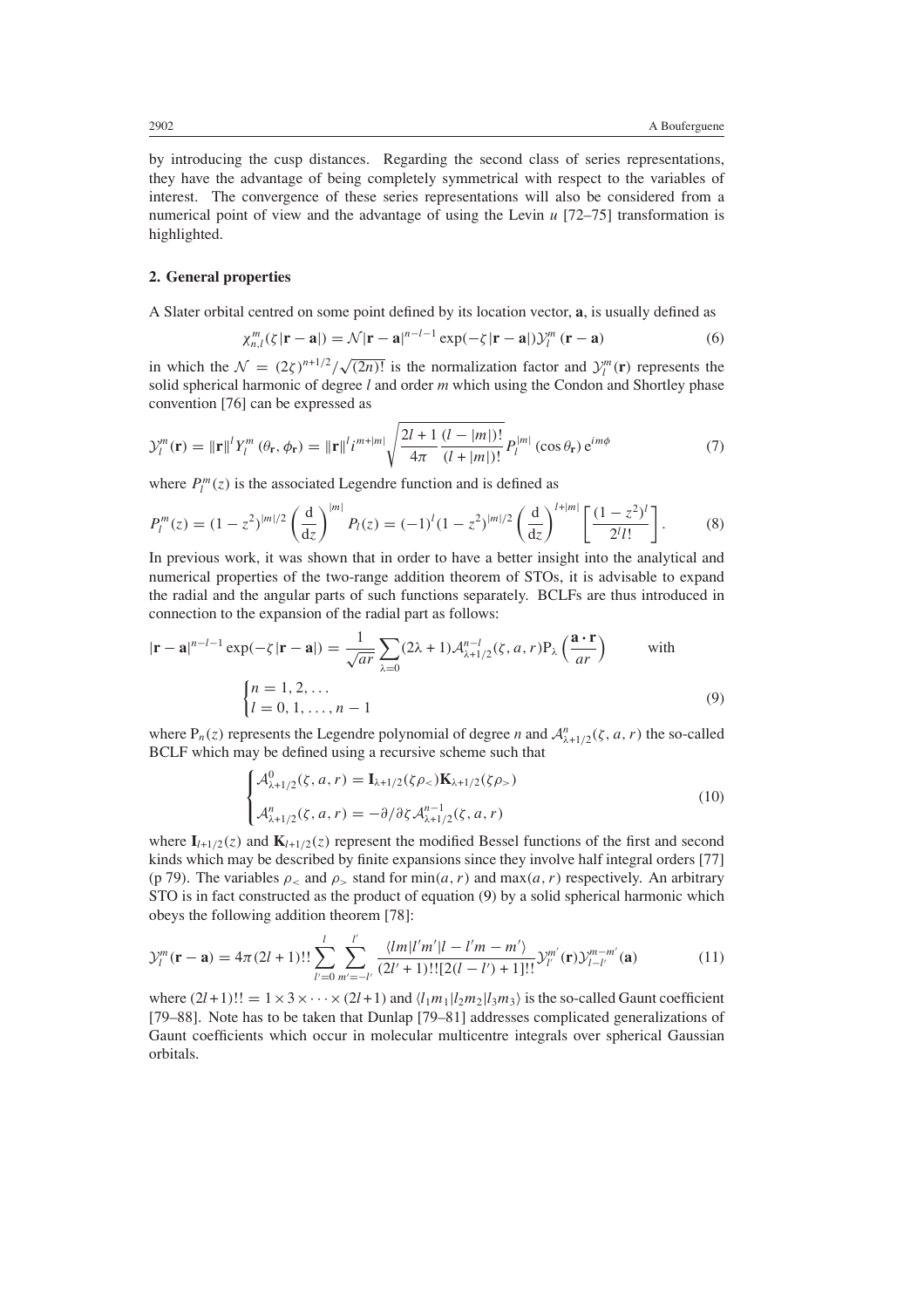by introducing the cusp distances. Regarding the second class of series representations, they have the advantage of being completely symmetrical with respect to the variables of interest. The convergence of these series representations will also be considered from a numerical point of view and the advantage of using the Levin $u$ [72–75] transformation is highlighted.

## 2. General properties

A Slater orbital centred on some point defined by its location vector, $\mathbf{a}$, is usually defined as

$$\chi_{n,l}^{m}(\zeta|\mathbf{r}-\mathbf{a}|) = \mathcal{N}|\mathbf{r}-\mathbf{a}|^{n-l-1}\exp(-\zeta|\mathbf{r}-\mathbf{a}|)\mathcal{Y}_l^m(\mathbf{r}-\mathbf{a}) \tag{6}$$

in which the $\mathcal{N} = (2\zeta)^{n+1/2}/\sqrt{(2n)!}$ is the normalization factor and $\mathcal{Y}_l^m(\mathbf{r})$ represents the solid spherical harmonic of degree $l$ and order $m$ which using the Condon and Shortley phase convention [76] can be expressed as

$$\mathcal{Y}_l^m(\mathbf{r}) = \|\mathbf{r}\|^l Y_l^m(\theta_{\mathbf{r}}, \phi_{\mathbf{r}}) = \|\mathbf{r}\|^l i^{m+|m|}\sqrt{\frac{2l+1}{4\pi}\frac{(l-|m|)!}{(l+|m|)!}}P_l^{|m|}(\cos\theta_{\mathbf{r}})\,\mathrm{e}^{im\phi} \tag{7}$$

where $P_l^m(z)$ is the associated Legendre function and is defined as

$$P_l^m(z) = (1-z^2)^{|m|/2}\left(\frac{\mathrm{d}}{\mathrm{d}z}\right)^{|m|}P_l(z) = (-1)^l(1-z^2)^{|m|/2}\left(\frac{\mathrm{d}}{\mathrm{d}z}\right)^{l+|m|}\left[\frac{(1-z^2)^l}{2^l l!}\right]. \tag{8}$$

In previous work, it was shown that in order to have a better insight into the analytical and numerical properties of the two-range addition theorem of STOs, it is advisable to expand the radial and the angular parts of such functions separately. BCLFs are thus introduced in connection to the expansion of the radial part as follows:

$$|\mathbf{r}-\mathbf{a}|^{n-l-1}\exp(-\zeta|\mathbf{r}-\mathbf{a}|) = \frac{1}{\sqrt{ar}}\sum_{\lambda=0}(2\lambda+1)\mathcal{A}_{\lambda+1/2}^{n-l}(\zeta,a,r)\mathrm{P}_\lambda\left(\frac{\mathbf{a}\cdot\mathbf{r}}{ar}\right) \qquad \text{with}$$
$$\begin{cases} n = 1, 2, \ldots \\ l = 0, 1, \ldots, n-1 \end{cases} \tag{9}$$

where $\mathrm{P}_n(z)$ represents the Legendre polynomial of degree $n$ and $\mathcal{A}_{\lambda+1/2}^{n}(\zeta,a,r)$ the so-called BCLF which may be defined using a recursive scheme such that

$$\begin{cases} \mathcal{A}_{\lambda+1/2}^{0}(\zeta,a,r) = \mathbf{I}_{\lambda+1/2}(\zeta\rho_<)\mathbf{K}_{\lambda+1/2}(\zeta\rho_>) \\ \mathcal{A}_{\lambda+1/2}^{n}(\zeta,a,r) = -\partial/\partial\zeta\,\mathcal{A}_{\lambda+1/2}^{n-1}(\zeta,a,r) \end{cases} \tag{10}$$

where $\mathbf{I}_{l+1/2}(z)$ and $\mathbf{K}_{l+1/2}(z)$ represent the modified Bessel functions of the first and second kinds which may be described by finite expansions since they involve half integral orders [77] (p 79). The variables $\rho_<$ and $\rho_>$ stand for $\min(a,r)$ and $\max(a,r)$ respectively. An arbitrary STO is in fact constructed as the product of equation (9) by a solid spherical harmonic which obeys the following addition theorem [78]:

$$\mathcal{Y}_l^m(\mathbf{r}-\mathbf{a}) = 4\pi(2l+1)!!\sum_{l'=0}^{l}\sum_{m'=-l'}^{l'}\frac{\langle lm|l'm'|l-l'm-m'\rangle}{(2l'+1)!![2(l-l')+1]!!}\mathcal{Y}_{l'}^{m'}(\mathbf{r})\mathcal{Y}_{l-l'}^{m-m'}(\mathbf{a}) \tag{11}$$

where $(2l+1)!! = 1\times3\times\cdots\times(2l+1)$ and $\langle l_1m_1|l_2m_2|l_3m_3\rangle$ is the so-called Gaunt coefficient [79–88]. Note has to be taken that Dunlap [79–81] addresses complicated generalizations of Gaunt coefficients which occur in molecular multicentre integrals over spherical Gaussian orbitals.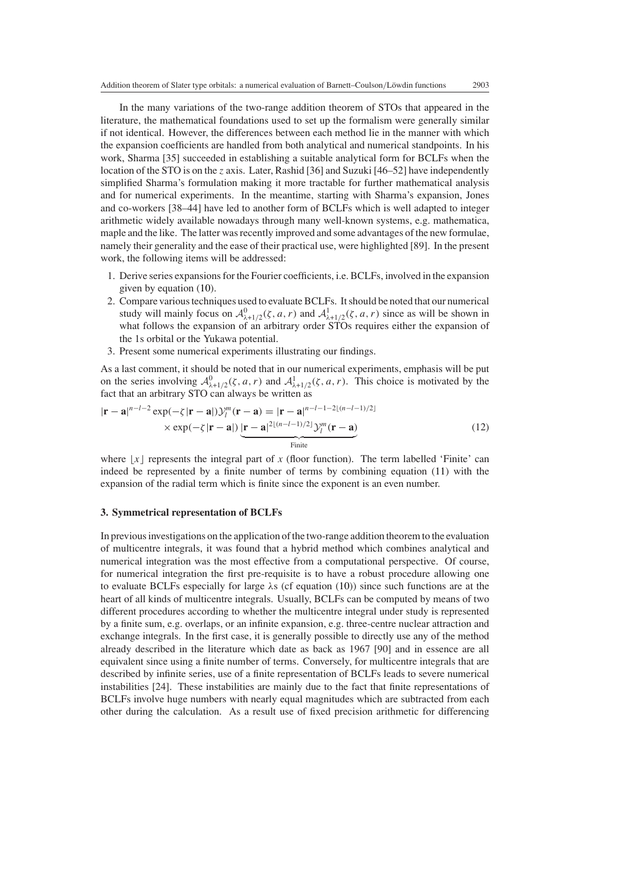In the many variations of the two-range addition theorem of STOs that appeared in the literature, the mathematical foundations used to set up the formalism were generally similar if not identical. However, the differences between each method lie in the manner with which the expansion coefficients are handled from both analytical and numerical standpoints. In his work, Sharma [35] succeeded in establishing a suitable analytical form for BCLFs when the location of the STO is on the $z$ axis. Later, Rashid [36] and Suzuki [46–52] have independently simplified Sharma's formulation making it more tractable for further mathematical analysis and for numerical experiments. In the meantime, starting with Sharma's expansion, Jones and co-workers [38–44] have led to another form of BCLFs which is well adapted to integer arithmetic widely available nowadays through many well-known systems, e.g. mathematica, maple and the like. The latter was recently improved and some advantages of the new formulae, namely their generality and the ease of their practical use, were highlighted [89]. In the present work, the following items will be addressed:

1. Derive series expansions for the Fourier coefficients, i.e. BCLFs, involved in the expansion given by equation (10).
2. Compare various techniques used to evaluate BCLFs. It should be noted that our numerical study will mainly focus on $\mathcal{A}^{0}_{\lambda+1/2}(\zeta, a, r)$ and $\mathcal{A}^{1}_{\lambda+1/2}(\zeta, a, r)$ since as will be shown in what follows the expansion of an arbitrary order STOs requires either the expansion of the 1s orbital or the Yukawa potential.
3. Present some numerical experiments illustrating our findings.

As a last comment, it should be noted that in our numerical experiments, emphasis will be put on the series involving $\mathcal{A}^{0}_{\lambda+1/2}(\zeta, a, r)$ and $\mathcal{A}^{1}_{\lambda+1/2}(\zeta, a, r)$. This choice is motivated by the fact that an arbitrary STO can always be written as

$$|\mathbf{r}-\mathbf{a}|^{n-l-2}\exp(-\zeta|\mathbf{r}-\mathbf{a}|)\mathcal{Y}_l^m(\mathbf{r}-\mathbf{a}) = |\mathbf{r}-\mathbf{a}|^{n-l-1-2\lfloor(n-l-1)/2\rfloor} \times \exp(-\zeta|\mathbf{r}-\mathbf{a}|)\underbrace{|\mathbf{r}-\mathbf{a}|^{2\lfloor(n-l-1)/2\rfloor}\mathcal{Y}_l^m(\mathbf{r}-\mathbf{a})}_{\text{Finite}} \tag{12}$$

where $\lfloor x\rfloor$ represents the integral part of $x$ (floor function). The term labelled 'Finite' can indeed be represented by a finite number of terms by combining equation (11) with the expansion of the radial term which is finite since the exponent is an even number.

### 3. Symmetrical representation of BCLFs

In previous investigations on the application of the two-range addition theorem to the evaluation of multicentre integrals, it was found that a hybrid method which combines analytical and numerical integration was the most effective from a computational perspective. Of course, for numerical integration the first pre-requisite is to have a robust procedure allowing one to evaluate BCLFs especially for large $\lambda$s (cf equation (10)) since such functions are at the heart of all kinds of multicentre integrals. Usually, BCLFs can be computed by means of two different procedures according to whether the multicentre integral under study is represented by a finite sum, e.g. overlaps, or an infinite expansion, e.g. three-centre nuclear attraction and exchange integrals. In the first case, it is generally possible to directly use any of the method already described in the literature which date as back as 1967 [90] and in essence are all equivalent since using a finite number of terms. Conversely, for multicentre integrals that are described by infinite series, use of a finite representation of BCLFs leads to severe numerical instabilities [24]. These instabilities are mainly due to the fact that finite representations of BCLFs involve huge numbers with nearly equal magnitudes which are subtracted from each other during the calculation. As a result use of fixed precision arithmetic for differencing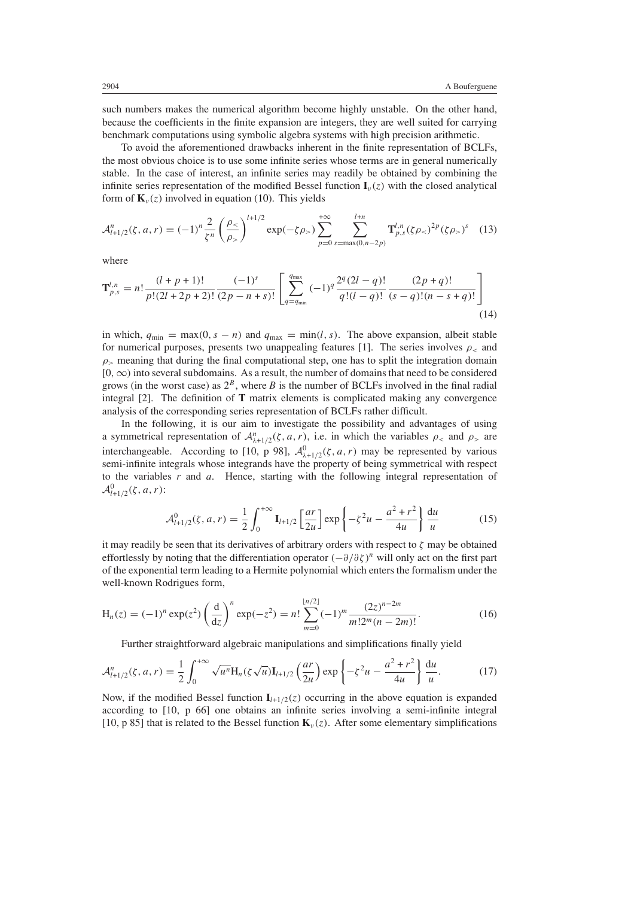such numbers makes the numerical algorithm become highly unstable. On the other hand, because the coefficients in the finite expansion are integers, they are well suited for carrying benchmark computations using symbolic algebra systems with high precision arithmetic.

To avoid the aforementioned drawbacks inherent in the finite representation of BCLFs, the most obvious choice is to use some infinite series whose terms are in general numerically stable. In the case of interest, an infinite series may readily be obtained by combining the infinite series representation of the modified Bessel function $\mathbf{I}_\nu(z)$ with the closed analytical form of $\mathbf{K}_\nu(z)$ involved in equation (10). This yields

$$\mathcal{A}^n_{l+1/2}(\zeta, a, r) = (-1)^n \frac{2}{\zeta^n} \left(\frac{\rho_<}{\rho_>}\right)^{l+1/2} \exp(-\zeta\rho_>) \sum_{p=0}^{+\infty} \sum_{s=\max(0,n-2p)}^{l+n} \mathbf{T}^{l,n}_{p,s} (\zeta\rho_<)^{2p} (\zeta\rho_>)^s \quad (13)$$

where

$$\mathbf{T}^{l,n}_{p,s} = n! \frac{(l+p+1)!}{p!(2l+2p+2)!} \frac{(-1)^s}{(2p-n+s)!} \left[ \sum_{q=q_{\min}}^{q_{\max}} (-1)^q \frac{2^q (2l-q)!}{q!(l-q)!} \frac{(2p+q)!}{(s-q)!(n-s+q)!} \right] \quad (14)$$

in which, $q_{\min} = \max(0, s-n)$ and $q_{\max} = \min(l, s)$. The above expansion, albeit stable for numerical purposes, presents two unappealing features [1]. The series involves $\rho_<$ and $\rho_>$ meaning that during the final computational step, one has to split the integration domain $[0, \infty)$ into several subdomains. As a result, the number of domains that need to be considered grows (in the worst case) as $2^B$, where $B$ is the number of BCLFs involved in the final radial integral [2]. The definition of $\mathbf{T}$ matrix elements is complicated making any convergence analysis of the corresponding series representation of BCLFs rather difficult.

In the following, it is our aim to investigate the possibility and advantages of using a symmetrical representation of $\mathcal{A}^n_{\lambda+1/2}(\zeta, a, r)$, i.e. in which the variables $\rho_<$ and $\rho_>$ are interchangeable. According to [10, p 98], $\mathcal{A}^0_{\lambda+1/2}(\zeta, a, r)$ may be represented by various semi-infinite integrals whose integrands have the property of being symmetrical with respect to the variables $r$ and $a$. Hence, starting with the following integral representation of $\mathcal{A}^0_{l+1/2}(\zeta, a, r)$:

$$\mathcal{A}^0_{l+1/2}(\zeta, a, r) = \frac{1}{2} \int_0^{+\infty} \mathbf{I}_{l+1/2}\left[\frac{ar}{2u}\right] \exp\left\{-\zeta^2 u - \frac{a^2+r^2}{4u}\right\} \frac{\mathrm{d}u}{u} \quad (15)$$

it may readily be seen that its derivatives of arbitrary orders with respect to $\zeta$ may be obtained effortlessly by noting that the differentiation operator $(-\partial/\partial\zeta)^n$ will only act on the first part of the exponential term leading to a Hermite polynomial which enters the formalism under the well-known Rodrigues form,

$$\mathrm{H}_n(z) = (-1)^n \exp(z^2) \left(\frac{\mathrm{d}}{\mathrm{d}z}\right)^n \exp(-z^2) = n! \sum_{m=0}^{\lfloor n/2 \rfloor} (-1)^m \frac{(2z)^{n-2m}}{m! 2^m (n-2m)!}. \quad (16)$$

Further straightforward algebraic manipulations and simplifications finally yield

$$\mathcal{A}^n_{l+1/2}(\zeta, a, r) = \frac{1}{2} \int_0^{+\infty} \sqrt{u^n} \mathrm{H}_n(\zeta\sqrt{u}) \mathbf{I}_{l+1/2}\left(\frac{ar}{2u}\right) \exp\left\{-\zeta^2 u - \frac{a^2+r^2}{4u}\right\} \frac{\mathrm{d}u}{u}. \quad (17)$$

Now, if the modified Bessel function $\mathbf{I}_{l+1/2}(z)$ occurring in the above equation is expanded according to [10, p 66] one obtains an infinite series involving a semi-infinite integral [10, p 85] that is related to the Bessel function $\mathbf{K}_\nu(z)$. After some elementary simplifications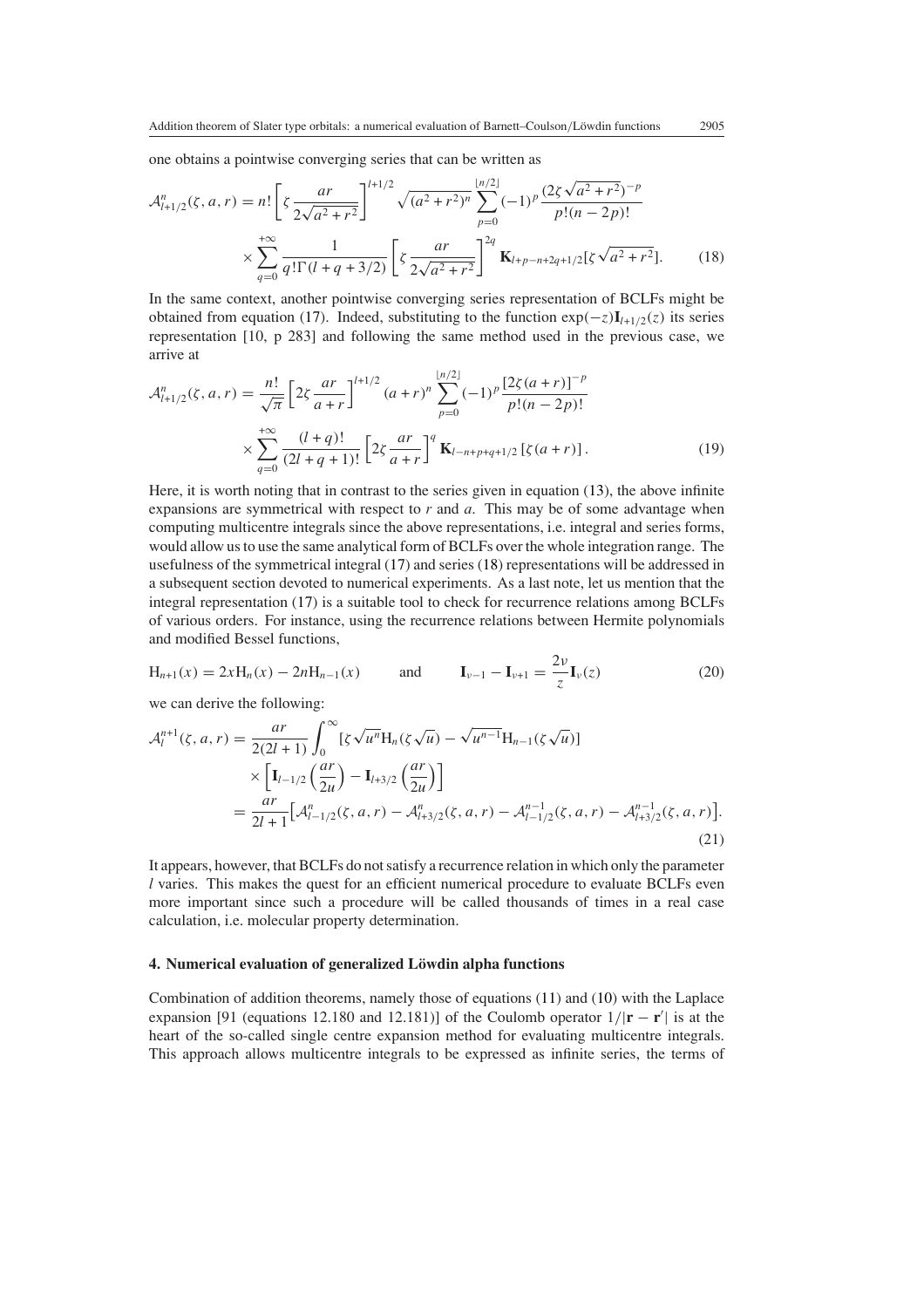one obtains a pointwise converging series that can be written as

$$\mathcal{A}^{n}_{l+1/2}(\zeta, a, r) = n! \left[ \zeta \frac{ar}{2\sqrt{a^2+r^2}} \right]^{l+1/2} \sqrt{(a^2+r^2)^n} \sum_{p=0}^{\lfloor n/2 \rfloor} (-1)^p \frac{(2\zeta\sqrt{a^2+r^2})^{-p}}{p!(n-2p)!}$$
$$\times \sum_{q=0}^{+\infty} \frac{1}{q!\Gamma(l+q+3/2)} \left[ \zeta \frac{ar}{2\sqrt{a^2+r^2}} \right]^{2q} \mathbf{K}_{l+p-n+2q+1/2}[\zeta\sqrt{a^2+r^2}]. \tag{18}$$

In the same context, another pointwise converging series representation of BCLFs might be obtained from equation (17). Indeed, substituting to the function $\exp(-z)\mathbf{I}_{l+1/2}(z)$ its series representation [10, p 283] and following the same method used in the previous case, we arrive at

$$\mathcal{A}^{n}_{l+1/2}(\zeta, a, r) = \frac{n!}{\sqrt{\pi}} \left[ 2\zeta \frac{ar}{a+r} \right]^{l+1/2} (a+r)^n \sum_{p=0}^{\lfloor n/2 \rfloor} (-1)^p \frac{[2\zeta(a+r)]^{-p}}{p!(n-2p)!}$$
$$\times \sum_{q=0}^{+\infty} \frac{(l+q)!}{(2l+q+1)!} \left[ 2\zeta \frac{ar}{a+r} \right]^{q} \mathbf{K}_{l-n+p+q+1/2}\left[\zeta(a+r)\right]. \tag{19}$$

Here, it is worth noting that in contrast to the series given in equation (13), the above infinite expansions are symmetrical with respect to $r$ and $a$. This may be of some advantage when computing multicentre integrals since the above representations, i.e. integral and series forms, would allow us to use the same analytical form of BCLFs over the whole integration range. The usefulness of the symmetrical integral (17) and series (18) representations will be addressed in a subsequent section devoted to numerical experiments. As a last note, let us mention that the integral representation (17) is a suitable tool to check for recurrence relations among BCLFs of various orders. For instance, using the recurrence relations between Hermite polynomials and modified Bessel functions,

$$\mathrm{H}_{n+1}(x) = 2x\mathrm{H}_n(x) - 2n\mathrm{H}_{n-1}(x) \qquad \text{and} \qquad \mathbf{I}_{\nu-1} - \mathbf{I}_{\nu+1} = \frac{2\nu}{z}\mathbf{I}_\nu(z) \tag{20}$$

we can derive the following:

$$\mathcal{A}^{n+1}_{l}(\zeta, a, r) = \frac{ar}{2(2l+1)} \int_0^\infty [\zeta\sqrt{u^n}\mathrm{H}_n(\zeta\sqrt{u}) - \sqrt{u^{n-1}}\mathrm{H}_{n-1}(\zeta\sqrt{u})]$$
$$\times \left[ \mathbf{I}_{l-1/2}\left(\frac{ar}{2u}\right) - \mathbf{I}_{l+3/2}\left(\frac{ar}{2u}\right) \right]$$
$$= \frac{ar}{2l+1}\left[ \mathcal{A}^{n}_{l-1/2}(\zeta, a, r) - \mathcal{A}^{n}_{l+3/2}(\zeta, a, r) - \mathcal{A}^{n-1}_{l-1/2}(\zeta, a, r) - \mathcal{A}^{n-1}_{l+3/2}(\zeta, a, r) \right]. \tag{21}$$

It appears, however, that BCLFs do not satisfy a recurrence relation in which only the parameter $l$ varies. This makes the quest for an efficient numerical procedure to evaluate BCLFs even more important since such a procedure will be called thousands of times in a real case calculation, i.e. molecular property determination.

## 4. Numerical evaluation of generalized Löwdin alpha functions

Combination of addition theorems, namely those of equations (11) and (10) with the Laplace expansion [91 (equations 12.180 and 12.181)] of the Coulomb operator $1/|\mathbf{r} - \mathbf{r}'|$ is at the heart of the so-called single centre expansion method for evaluating multicentre integrals. This approach allows multicentre integrals to be expressed as infinite series, the terms of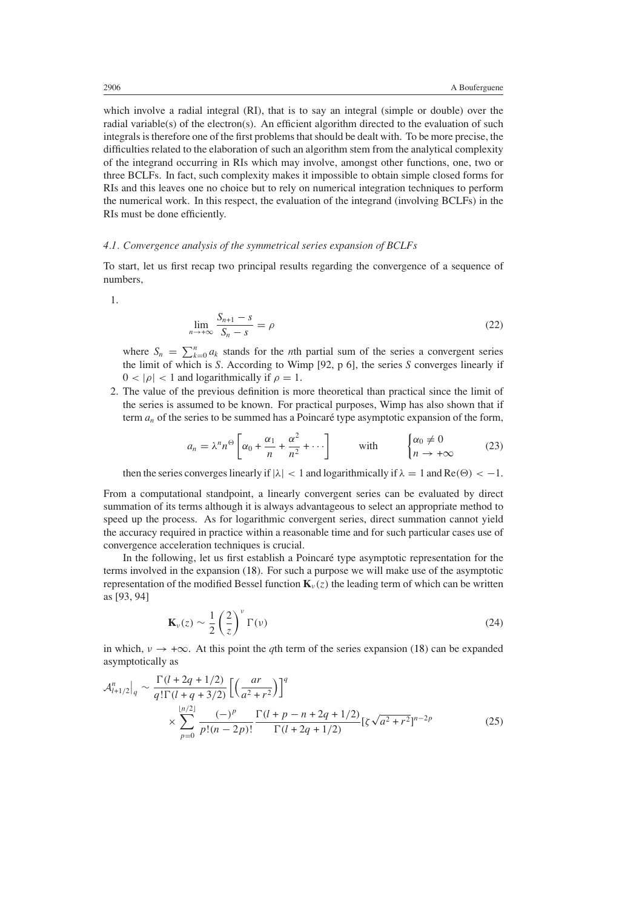which involve a radial integral (RI), that is to say an integral (simple or double) over the radial variable(s) of the electron(s). An efficient algorithm directed to the evaluation of such integrals is therefore one of the first problems that should be dealt with. To be more precise, the difficulties related to the elaboration of such an algorithm stem from the analytical complexity of the integrand occurring in RIs which may involve, amongst other functions, one, two or three BCLFs. In fact, such complexity makes it impossible to obtain simple closed forms for RIs and this leaves one no choice but to rely on numerical integration techniques to perform the numerical work. In this respect, the evaluation of the integrand (involving BCLFs) in the RIs must be done efficiently.

### *4.1. Convergence analysis of the symmetrical series expansion of BCLFs*

To start, let us first recap two principal results regarding the convergence of a sequence of numbers,

1.

$$\lim_{n\to+\infty} \frac{S_{n+1} - s}{S_n - s} = \rho \tag{22}$$

where $S_n = \sum_{k=0}^{n} a_k$ stands for the $n$th partial sum of the series a convergent series the limit of which is $S$. According to Wimp [92, p 6], the series $S$ converges linearly if $0 < |\rho| < 1$ and logarithmically if $\rho = 1$.

2. The value of the previous definition is more theoretical than practical since the limit of the series is assumed to be known. For practical purposes, Wimp has also shown that if term $a_n$ of the series to be summed has a Poincaré type asymptotic expansion of the form,

$$a_n = \lambda^n n^{\Theta}\left[\alpha_0 + \frac{\alpha_1}{n} + \frac{\alpha^2}{n^2} + \cdots\right] \qquad \text{with} \qquad \begin{cases} \alpha_0 \neq 0 \\ n \to +\infty \end{cases} \tag{23}$$

then the series converges linearly if $|\lambda| < 1$ and logarithmically if $\lambda = 1$ and $\mathrm{Re}(\Theta) < -1$.

From a computational standpoint, a linearly convergent series can be evaluated by direct summation of its terms although it is always advantageous to select an appropriate method to speed up the process. As for logarithmic convergent series, direct summation cannot yield the accuracy required in practice within a reasonable time and for such particular cases use of convergence acceleration techniques is crucial.

In the following, let us first establish a Poincaré type asymptotic representation for the terms involved in the expansion (18). For such a purpose we will make use of the asymptotic representation of the modified Bessel function $\mathbf{K}_\nu(z)$ the leading term of which can be written as [93, 94]

$$\mathbf{K}_\nu(z) \sim \frac{1}{2}\left(\frac{2}{z}\right)^{\nu}\Gamma(\nu) \tag{24}$$

in which, $\nu \to +\infty$. At this point the $q$th term of the series expansion (18) can be expanded asymptotically as

$$\begin{aligned} \mathcal{A}^n_{l+1/2}\Big|_q \sim \frac{\Gamma(l+2q+1/2)}{q!\,\Gamma(l+q+3/2)}\left[\left(\frac{ar}{a^2+r^2}\right)\right]^q \\ \times \sum_{p=0}^{\lfloor n/2\rfloor} \frac{(-)^p}{p!(n-2p)!}\frac{\Gamma(l+p-n+2q+1/2)}{\Gamma(l+2q+1/2)}[\zeta\sqrt{a^2+r^2}]^{n-2p} \end{aligned} \tag{25}$$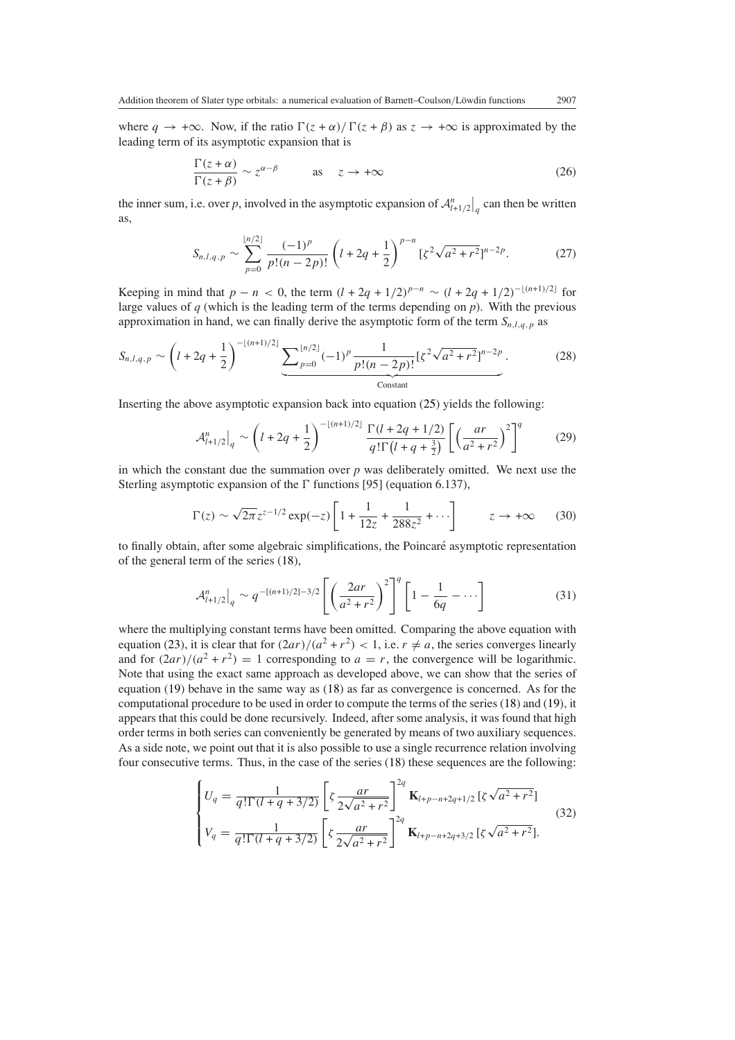where $q \to +\infty$. Now, if the ratio $\Gamma(z+\alpha)/\Gamma(z+\beta)$ as $z \to +\infty$ is approximated by the leading term of its asymptotic expansion that is

$$\frac{\Gamma(z+\alpha)}{\Gamma(z+\beta)} \sim z^{\alpha-\beta} \qquad \text{as} \quad z \to +\infty \tag{26}$$

the inner sum, i.e. over $p$, involved in the asymptotic expansion of $\mathcal{A}^n_{l+1/2}\big|_q$ can then be written as,

$$S_{n,l,q,p} \sim \sum_{p=0}^{\lfloor n/2 \rfloor} \frac{(-1)^p}{p!(n-2p)!} \left(l + 2q + \frac{1}{2}\right)^{p-n} [\zeta^2 \sqrt{a^2+r^2}]^{n-2p}. \tag{27}$$

Keeping in mind that $p - n < 0$, the term $(l + 2q + 1/2)^{p-n} \sim (l + 2q + 1/2)^{-\lfloor (n+1)/2 \rfloor}$ for large values of $q$ (which is the leading term of the terms depending on $p$). With the previous approximation in hand, we can finally derive the asymptotic form of the term $S_{n,l,q,p}$ as

$$S_{n,l,q,p} \sim \left(l + 2q + \frac{1}{2}\right)^{-\lfloor (n+1)/2 \rfloor} \underbrace{\sum_{p=0}^{\lfloor n/2 \rfloor} (-1)^p \frac{1}{p!(n-2p)!} [\zeta^2 \sqrt{a^2+r^2}]^{n-2p}}_{\text{Constant}}. \tag{28}$$

Inserting the above asymptotic expansion back into equation (25) yields the following:

$$\mathcal{A}^n_{l+1/2}\big|_q \sim \left(l + 2q + \frac{1}{2}\right)^{-\lfloor (n+1)/2 \rfloor} \frac{\Gamma(l+2q+1/2)}{q!\Gamma\left(l+q+\frac{3}{2}\right)} \left[\left(\frac{ar}{a^2+r^2}\right)^2\right]^q \tag{29}$$

in which the constant due the summation over $p$ was deliberately omitted. We next use the Sterling asymptotic expansion of the $\Gamma$ functions [95] (equation 6.137),

$$\Gamma(z) \sim \sqrt{2\pi} z^{z-1/2} \exp(-z) \left[1 + \frac{1}{12z} + \frac{1}{288z^2} + \cdots\right] \qquad z \to +\infty \tag{30}$$

to finally obtain, after some algebraic simplifications, the Poincaré asymptotic representation of the general term of the series (18),

$$\mathcal{A}^n_{l+1/2}\big|_q \sim q^{-[(n+1)/2]-3/2} \left[\left(\frac{2ar}{a^2+r^2}\right)^2\right]^q \left[1 - \frac{1}{6q} - \cdots\right] \tag{31}$$

where the multiplying constant terms have been omitted. Comparing the above equation with equation (23), it is clear that for $(2ar)/(a^2+r^2) < 1$, i.e. $r \neq a$, the series converges linearly and for $(2ar)/(a^2+r^2) = 1$ corresponding to $a = r$, the convergence will be logarithmic. Note that using the exact same approach as developed above, we can show that the series of equation (19) behave in the same way as (18) as far as convergence is concerned. As for the computational procedure to be used in order to compute the terms of the series (18) and (19), it appears that this could be done recursively. Indeed, after some analysis, it was found that high order terms in both series can conveniently be generated by means of two auxiliary sequences. As a side note, we point out that it is also possible to use a single recurrence relation involving four consecutive terms. Thus, in the case of the series (18) these sequences are the following:

$$\begin{cases} U_q = \dfrac{1}{q!\Gamma(l+q+3/2)} \left[\zeta \dfrac{ar}{2\sqrt{a^2+r^2}}\right]^{2q} \mathbf{K}_{l+p-n+2q+1/2}\,[\zeta\sqrt{a^2+r^2}] \\[2ex] V_q = \dfrac{1}{q!\Gamma(l+q+3/2)} \left[\zeta \dfrac{ar}{2\sqrt{a^2+r^2}}\right]^{2q} \mathbf{K}_{l+p-n+2q+3/2}\,[\zeta\sqrt{a^2+r^2}]. \end{cases} \tag{32}$$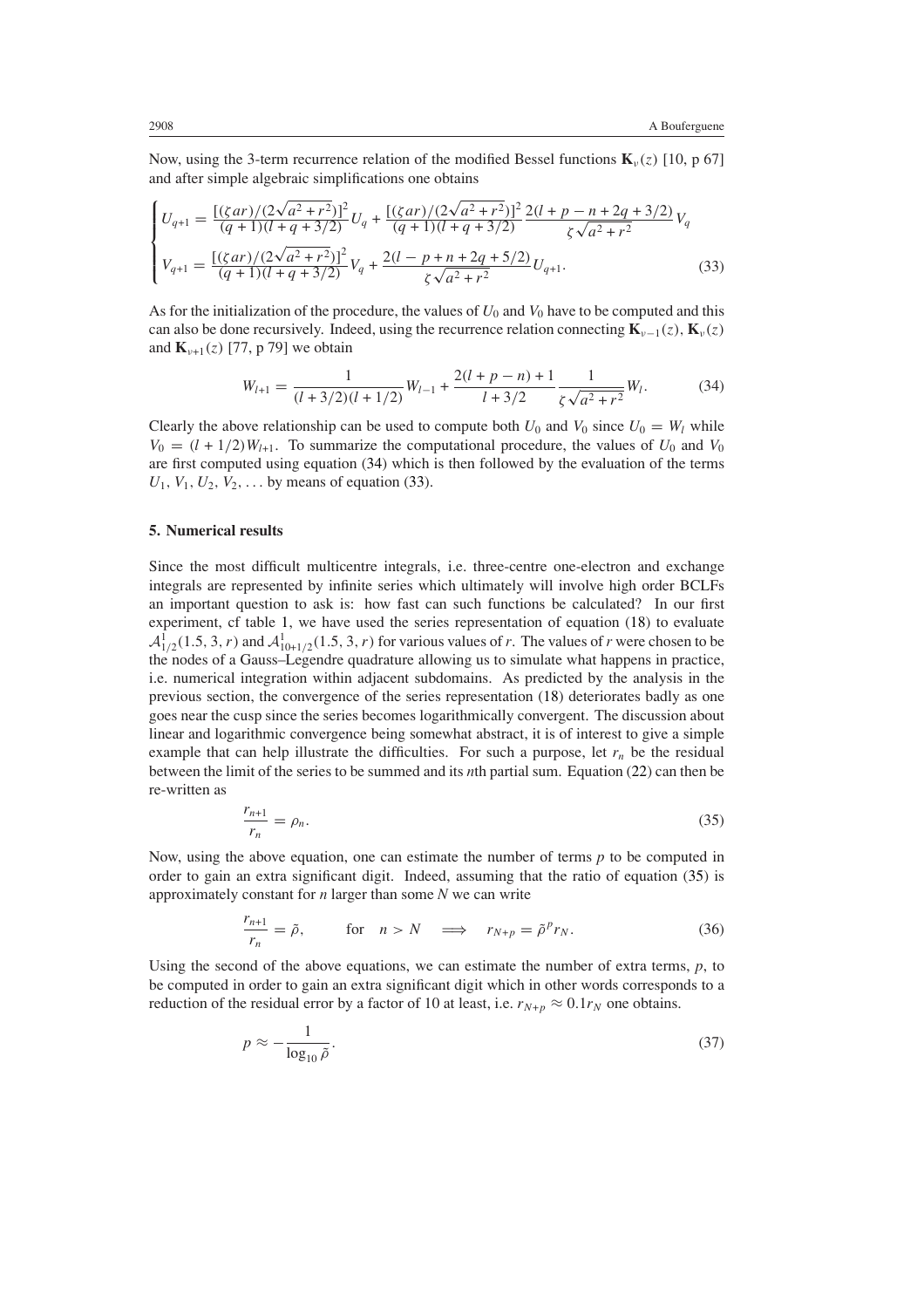Now, using the 3-term recurrence relation of the modified Bessel functions $\mathbf{K}_\nu(z)$ [10, p 67] and after simple algebraic simplifications one obtains

$$
\begin{cases}
U_{q+1} = \dfrac{[(\zeta ar)/(2\sqrt{a^2+r^2})]^2}{(q+1)(l+q+3/2)} U_q + \dfrac{[(\zeta ar)/(2\sqrt{a^2+r^2})]^2}{(q+1)(l+q+3/2)} \dfrac{2(l+p-n+2q+3/2)}{\zeta\sqrt{a^2+r^2}} V_q \\[2ex]
V_{q+1} = \dfrac{[(\zeta ar)/(2\sqrt{a^2+r^2})]^2}{(q+1)(l+q+3/2)} V_q + \dfrac{2(l-p+n+2q+5/2)}{\zeta\sqrt{a^2+r^2}} U_{q+1}.
\end{cases}
\tag{33}
$$

As for the initialization of the procedure, the values of $U_0$ and $V_0$ have to be computed and this can also be done recursively. Indeed, using the recurrence relation connecting $\mathbf{K}_{\nu-1}(z)$, $\mathbf{K}_\nu(z)$ and $\mathbf{K}_{\nu+1}(z)$ [77, p 79] we obtain

$$
W_{l+1} = \frac{1}{(l+3/2)(l+1/2)} W_{l-1} + \frac{2(l+p-n)+1}{l+3/2} \frac{1}{\zeta\sqrt{a^2+r^2}} W_l. \tag{34}
$$

Clearly the above relationship can be used to compute both $U_0$ and $V_0$ since $U_0 = W_l$ while $V_0 = (l+1/2)W_{l+1}$. To summarize the computational procedure, the values of $U_0$ and $V_0$ are first computed using equation (34) which is then followed by the evaluation of the terms $U_1, V_1, U_2, V_2, \ldots$ by means of equation (33).

## 5. Numerical results

Since the most difficult multicentre integrals, i.e. three-centre one-electron and exchange integrals are represented by infinite series which ultimately will involve high order BCLFs an important question to ask is: how fast can such functions be calculated? In our first experiment, cf table 1, we have used the series representation of equation (18) to evaluate $\mathcal{A}^1_{1/2}(1.5, 3, r)$ and $\mathcal{A}^1_{10+1/2}(1.5, 3, r)$ for various values of $r$. The values of $r$ were chosen to be the nodes of a Gauss–Legendre quadrature allowing us to simulate what happens in practice, i.e. numerical integration within adjacent subdomains. As predicted by the analysis in the previous section, the convergence of the series representation (18) deteriorates badly as one goes near the cusp since the series becomes logarithmically convergent. The discussion about linear and logarithmic convergence being somewhat abstract, it is of interest to give a simple example that can help illustrate the difficulties. For such a purpose, let $r_n$ be the residual between the limit of the series to be summed and its $n$th partial sum. Equation (22) can then be re-written as

$$
\frac{r_{n+1}}{r_n} = \rho_n. \tag{35}
$$

Now, using the above equation, one can estimate the number of terms $p$ to be computed in order to gain an extra significant digit. Indeed, assuming that the ratio of equation (35) is approximately constant for $n$ larger than some $N$ we can write

$$
\frac{r_{n+1}}{r_n} = \tilde{\rho}, \qquad \text{for} \quad n > N \quad \Longrightarrow \quad r_{N+p} = \tilde{\rho}^p r_N. \tag{36}
$$

Using the second of the above equations, we can estimate the number of extra terms, $p$, to be computed in order to gain an extra significant digit which in other words corresponds to a reduction of the residual error by a factor of 10 at least, i.e. $r_{N+p} \approx 0.1 r_N$ one obtains.

$$
p \approx -\frac{1}{\log_{10}\tilde{\rho}}. \tag{37}
$$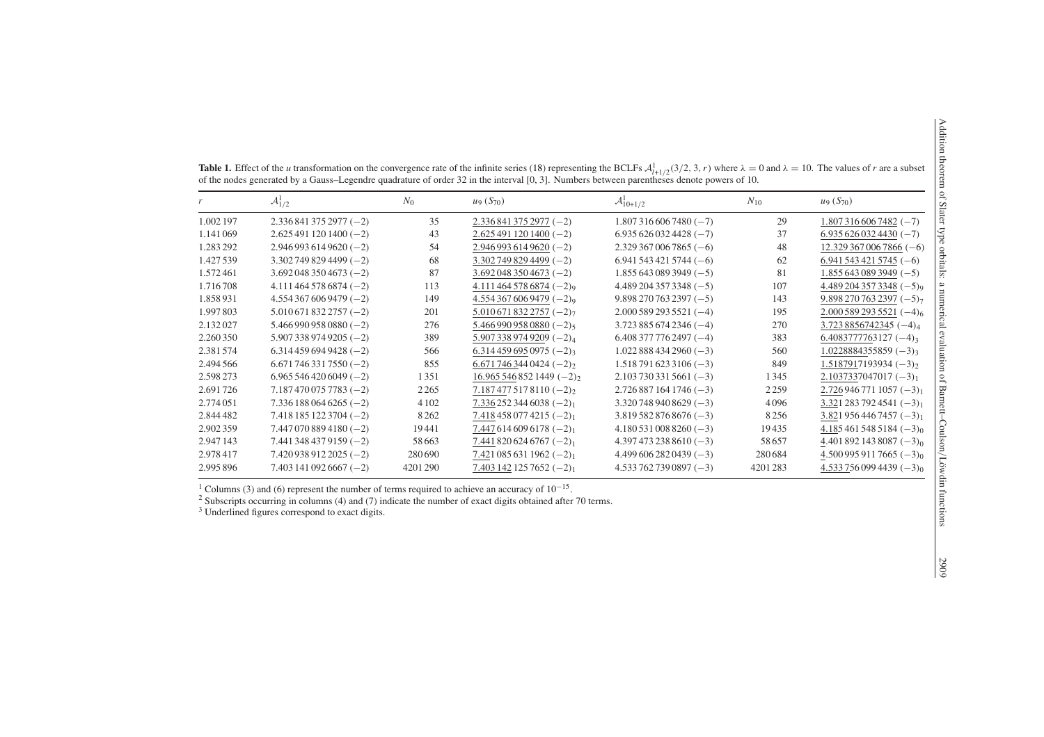**Table 1.** Effect of the $u$ transformation on the convergence rate of the infinite series (18) representing the BCLFs $\mathcal{A}^{1}_{l+1/2}(3/2, 3, r)$ where $\lambda = 0$ and $\lambda = 10$. The values of $r$ are a subset of the nodes generated by a Gauss–Legendre quadrature of order 32 in the interval [0, 3]. Numbers between parentheses denote powers of 10.

| $r$ | $\mathcal{A}^{1}_{1/2}$ | $N_0$ | $u_9\,(S_{70})$ | $\mathcal{A}^{1}_{10+1/2}$ | $N_{10}$ | $u_9\,(S_{70})$ |
|---|---|---|---|---|---|---|
| 1.002 197 | 2.336 841 375 2977 (−2) | 35 | 2.336 841 375 2977 (−2) | 1.807 316 606 7480 (−7) | 29 | 1.807 316 606 7482 (−7) |
| 1.141 069 | 2.625 491 120 1400 (−2) | 43 | 2.625 491 120 1400 (−2) | 6.935 626 032 4428 (−7) | 37 | 6.935 626 032 4430 (−7) |
| 1.283 292 | 2.946 993 614 9620 (−2) | 54 | 2.946 993 614 9620 (−2) | 2.329 367 006 7865 (−6) | 48 | 12.329 367 006 7866 (−6) |
| 1.427 539 | 3.302 749 829 4499 (−2) | 68 | 3.302 749 829 4499 (−2) | 6.941 543 421 5744 (−6) | 62 | 6.941 543 421 5745 (−6) |
| 1.572 461 | 3.692 048 350 4673 (−2) | 87 | 3.692 048 350 4673 (−2) | 1.855 643 089 3949 (−5) | 81 | 1.855 643 089 3949 (−5) |
| 1.716 708 | 4.111 464 578 6874 (−2) | 113 | 4.111 464 578 6874 $(-2)_9$ | 4.489 204 357 3348 (−5) | 107 | 4.489 204 357 3348 $(-5)_9$ |
| 1.858 931 | 4.554 367 606 9479 (−2) | 149 | 4.554 367 606 9479 $(-2)_9$ | 9.898 270 763 2397 (−5) | 143 | 9.898 270 763 2397 $(-5)_7$ |
| 1.997 803 | 5.010 671 832 2757 (−2) | 201 | 5.010 671 832 2757 $(-2)_7$ | 2.000 589 293 5521 (−4) | 195 | 2.000 589 293 5521 $(-4)_6$ |
| 2.132 027 | 5.466 990 958 0880 (−2) | 276 | 5.466 990 958 0880 $(-2)_5$ | 3.723 885 674 2346 (−4) | 270 | 3.723 8856742345 $(-4)_4$ |
| 2.260 350 | 5.907 338 974 9205 (−2) | 389 | 5.907 338 974 9209 $(-2)_4$ | 6.408 377 776 2497 (−4) | 383 | 6.4083777763127 $(-4)_3$ |
| 2.381 574 | 6.314 459 694 9428 (−2) | 566 | 6.314 459 695 0975 $(-2)_3$ | 1.022 888 434 2960 (−3) | 560 | 1.0228884355859 $(-3)_3$ |
| 2.494 566 | 6.671 746 331 7550 (−2) | 855 | 6.671 746 344 0424 $(-2)_2$ | 1.518 791 623 3106 (−3) | 849 | 1.5187917193934 $(-3)_2$ |
| 2.598 273 | 6.965 546 420 6049 (−2) | 1 351 | 16.965 546 852 1449 $(-2)_2$ | 2.103 730 331 5661 (−3) | 1 345 | 2.1037337047017 $(-3)_1$ |
| 2.691 726 | 7.187 470 075 7783 (−2) | 2 265 | 7.187 477 517 8110 $(-2)_2$ | 2.726 887 164 1746 (−3) | 2 259 | 2.726 946 771 1057 $(-3)_1$ |
| 2.774 051 | 7.336 188 064 6265 (−2) | 4 102 | 7.336 252 344 6038 $(-2)_1$ | 3.320 748 940 8629 (−3) | 4 096 | 3.321 283 792 4541 $(-3)_1$ |
| 2.844 482 | 7.418 185 122 3704 (−2) | 8 262 | 7.418 458 077 4215 $(-2)_1$ | 3.819 582 876 8676 (−3) | 8 256 | 3.821 956 446 7457 $(-3)_1$ |
| 2.902 359 | 7.447 070 889 4180 (−2) | 19 441 | 7.447 614 609 6178 $(-2)_1$ | 4.180 531 008 8260 (−3) | 19 435 | 4.185 461 548 5184 $(-3)_0$ |
| 2.947 143 | 7.441 348 437 9159 (−2) | 58 663 | 7.441 820 624 6767 $(-2)_1$ | 4.397 473 238 8610 (−3) | 58 657 | 4.401 892 143 8087 $(-3)_0$ |
| 2.978 417 | 7.420 938 912 2025 (−2) | 280 690 | 7.421 085 631 1962 $(-2)_1$ | 4.499 606 282 0439 (−3) | 280 684 | 4.500 995 911 7665 $(-3)_0$ |
| 2.995 896 | 7.403 141 092 6667 (−2) | 4201 290 | 7.403 142 125 7652 $(-2)_1$ | 4.533 762 739 0897 (−3) | 4201 283 | 4.533 756 099 4439 $(-3)_0$ |

[1] Columns (3) and (6) represent the number of terms required to achieve an accuracy of $10^{-15}$.
[2] Subscripts occurring in columns (4) and (7) indicate the number of exact digits obtained after 70 terms.
[3] Underlined figures correspond to exact digits.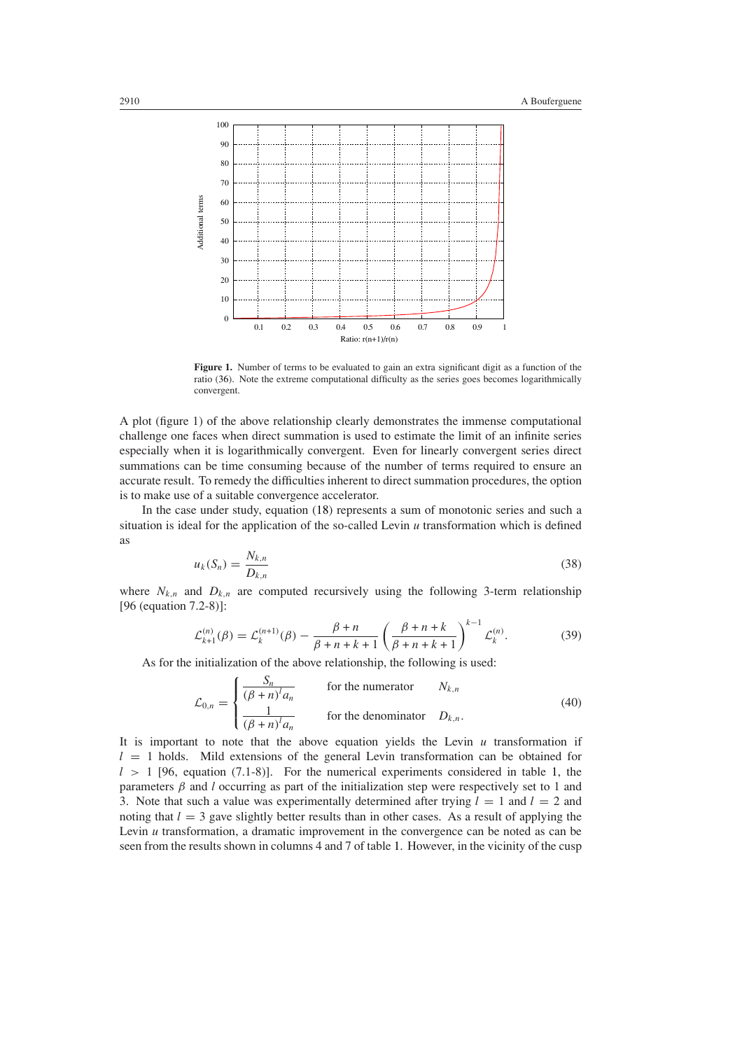**Figure 1.** Number of terms to be evaluated to gain an extra significant digit as a function of the ratio (36). Note the extreme computational difficulty as the series goes becomes logarithmically convergent.

A plot (figure 1) of the above relationship clearly demonstrates the immense computational challenge one faces when direct summation is used to estimate the limit of an infinite series especially when it is logarithmically convergent. Even for linearly convergent series direct summations can be time consuming because of the number of terms required to ensure an accurate result. To remedy the difficulties inherent to direct summation procedures, the option is to make use of a suitable convergence accelerator.

In the case under study, equation (18) represents a sum of monotonic series and such a situation is ideal for the application of the so-called Levin $u$ transformation which is defined as

$$u_k(S_n) = \frac{N_{k,n}}{D_{k,n}} \tag{38}$$

where $N_{k,n}$ and $D_{k,n}$ are computed recursively using the following 3-term relationship [96 (equation 7.2-8)]:

$$\mathcal{L}_{k+1}^{(n)}(\beta) = \mathcal{L}_{k}^{(n+1)}(\beta) - \frac{\beta+n}{\beta+n+k+1}\left(\frac{\beta+n+k}{\beta+n+k+1}\right)^{k-1}\mathcal{L}_{k}^{(n)}. \tag{39}$$

As for the initialization of the above relationship, the following is used:

$$\mathcal{L}_{0,n} = \begin{cases} \dfrac{S_n}{(\beta+n)^l a_n} & \text{for the numerator} \quad N_{k,n} \\[2ex] \dfrac{1}{(\beta+n)^l a_n} & \text{for the denominator} \quad D_{k,n}. \end{cases} \tag{40}$$

It is important to note that the above equation yields the Levin $u$ transformation if $l = 1$ holds. Mild extensions of the general Levin transformation can be obtained for $l > 1$ [96, equation (7.1-8)]. For the numerical experiments considered in table 1, the parameters $\beta$ and $l$ occurring as part of the initialization step were respectively set to 1 and 3. Note that such a value was experimentally determined after trying $l = 1$ and $l = 2$ and noting that $l = 3$ gave slightly better results than in other cases. As a result of applying the Levin $u$ transformation, a dramatic improvement in the convergence can be noted as can be seen from the results shown in columns 4 and 7 of table 1. However, in the vicinity of the cusp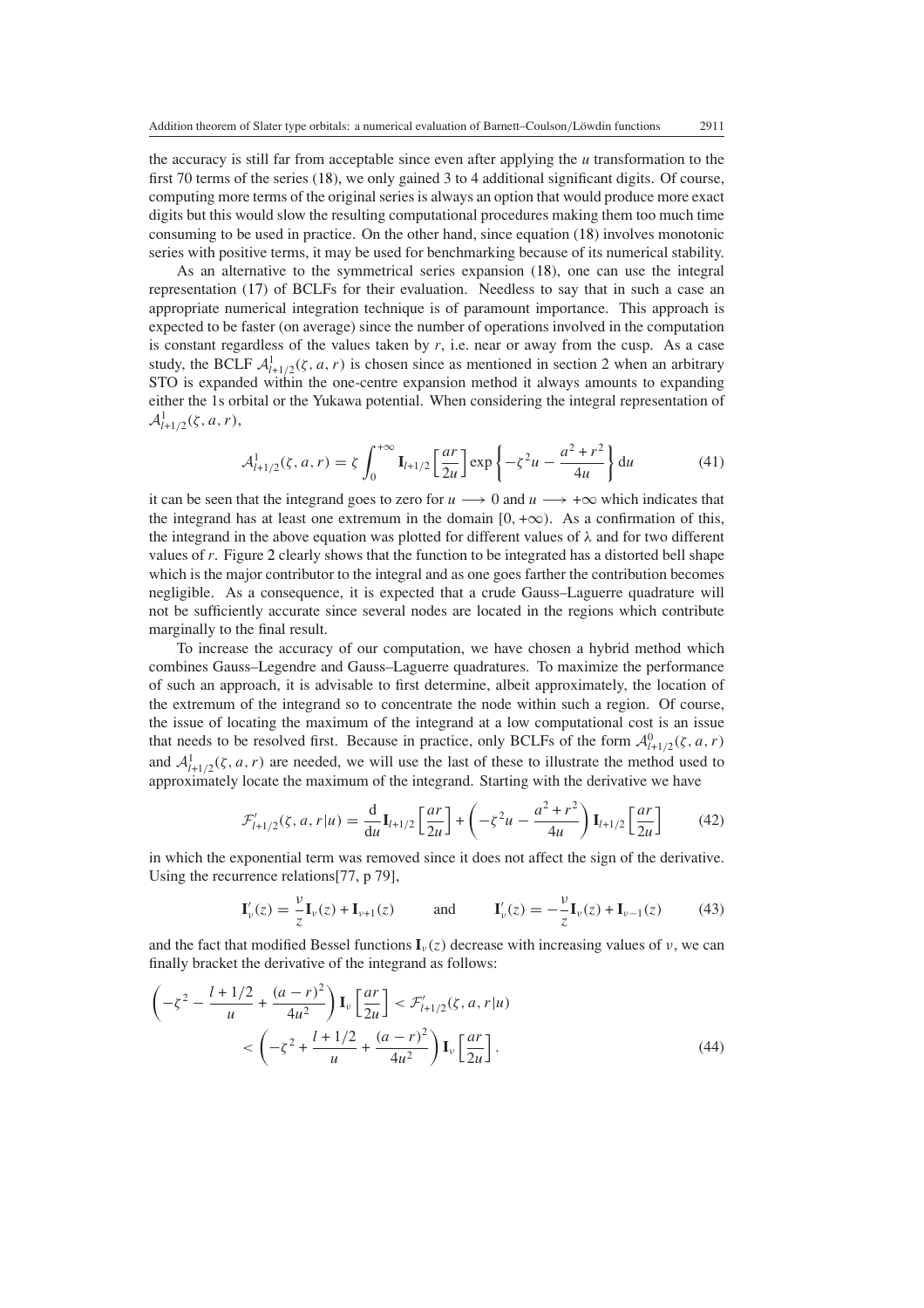the accuracy is still far from acceptable since even after applying the $u$ transformation to the first 70 terms of the series (18), we only gained 3 to 4 additional significant digits. Of course, computing more terms of the original series is always an option that would produce more exact digits but this would slow the resulting computational procedures making them too much time consuming to be used in practice. On the other hand, since equation (18) involves monotonic series with positive terms, it may be used for benchmarking because of its numerical stability.

As an alternative to the symmetrical series expansion (18), one can use the integral representation (17) of BCLFs for their evaluation. Needless to say that in such a case an appropriate numerical integration technique is of paramount importance. This approach is expected to be faster (on average) since the number of operations involved in the computation is constant regardless of the values taken by $r$, i.e. near or away from the cusp. As a case study, the BCLF $\mathcal{A}^{1}_{l+1/2}(\zeta, a, r)$ is chosen since as mentioned in section 2 when an arbitrary STO is expanded within the one-centre expansion method it always amounts to expanding either the 1s orbital or the Yukawa potential. When considering the integral representation of $\mathcal{A}^{1}_{l+1/2}(\zeta, a, r)$,

$$\mathcal{A}^{1}_{l+1/2}(\zeta, a, r) = \zeta \int_{0}^{+\infty} \mathbf{I}_{l+1/2}\left[\frac{ar}{2u}\right] \exp\left\{-\zeta^2 u - \frac{a^2 + r^2}{4u}\right\} \mathrm{d}u \tag{41}$$

it can be seen that the integrand goes to zero for $u \longrightarrow 0$ and $u \longrightarrow +\infty$ which indicates that the integrand has at least one extremum in the domain $[0, +\infty)$. As a confirmation of this, the integrand in the above equation was plotted for different values of $\lambda$ and for two different values of $r$. Figure 2 clearly shows that the function to be integrated has a distorted bell shape which is the major contributor to the integral and as one goes farther the contribution becomes negligible. As a consequence, it is expected that a crude Gauss–Laguerre quadrature will not be sufficiently accurate since several nodes are located in the regions which contribute marginally to the final result.

To increase the accuracy of our computation, we have chosen a hybrid method which combines Gauss–Legendre and Gauss–Laguerre quadratures. To maximize the performance of such an approach, it is advisable to first determine, albeit approximately, the location of the extremum of the integrand so to concentrate the node within such a region. Of course, the issue of locating the maximum of the integrand at a low computational cost is an issue that needs to be resolved first. Because in practice, only BCLFs of the form $\mathcal{A}^{0}_{l+1/2}(\zeta, a, r)$ and $\mathcal{A}^{1}_{l+1/2}(\zeta, a, r)$ are needed, we will use the last of these to illustrate the method used to approximately locate the maximum of the integrand. Starting with the derivative we have

$$\mathcal{F}'_{l+1/2}(\zeta, a, r|u) = \frac{\mathrm{d}}{\mathrm{d}u}\mathbf{I}_{l+1/2}\left[\frac{ar}{2u}\right] + \left(-\zeta^2 u - \frac{a^2 + r^2}{4u}\right)\mathbf{I}_{l+1/2}\left[\frac{ar}{2u}\right] \tag{42}$$

in which the exponential term was removed since it does not affect the sign of the derivative. Using the recurrence relations[77, p 79],

$$\mathbf{I}'_{\nu}(z) = \frac{\nu}{z}\mathbf{I}_{\nu}(z) + \mathbf{I}_{\nu+1}(z) \qquad \text{and} \qquad \mathbf{I}'_{\nu}(z) = -\frac{\nu}{z}\mathbf{I}_{\nu}(z) + \mathbf{I}_{\nu-1}(z) \tag{43}$$

and the fact that modified Bessel functions $\mathbf{I}_{\nu}(z)$ decrease with increasing values of $\nu$, we can finally bracket the derivative of the integrand as follows:

$$\begin{aligned}\left(-\zeta^2 - \frac{l + 1/2}{u} + \frac{(a - r)^2}{4u^2}\right)\mathbf{I}_{\nu}\left[\frac{ar}{2u}\right] &< \mathcal{F}'_{l+1/2}(\zeta, a, r|u) \\ &< \left(-\zeta^2 + \frac{l + 1/2}{u} + \frac{(a - r)^2}{4u^2}\right)\mathbf{I}_{\nu}\left[\frac{ar}{2u}\right].\end{aligned} \tag{44}$$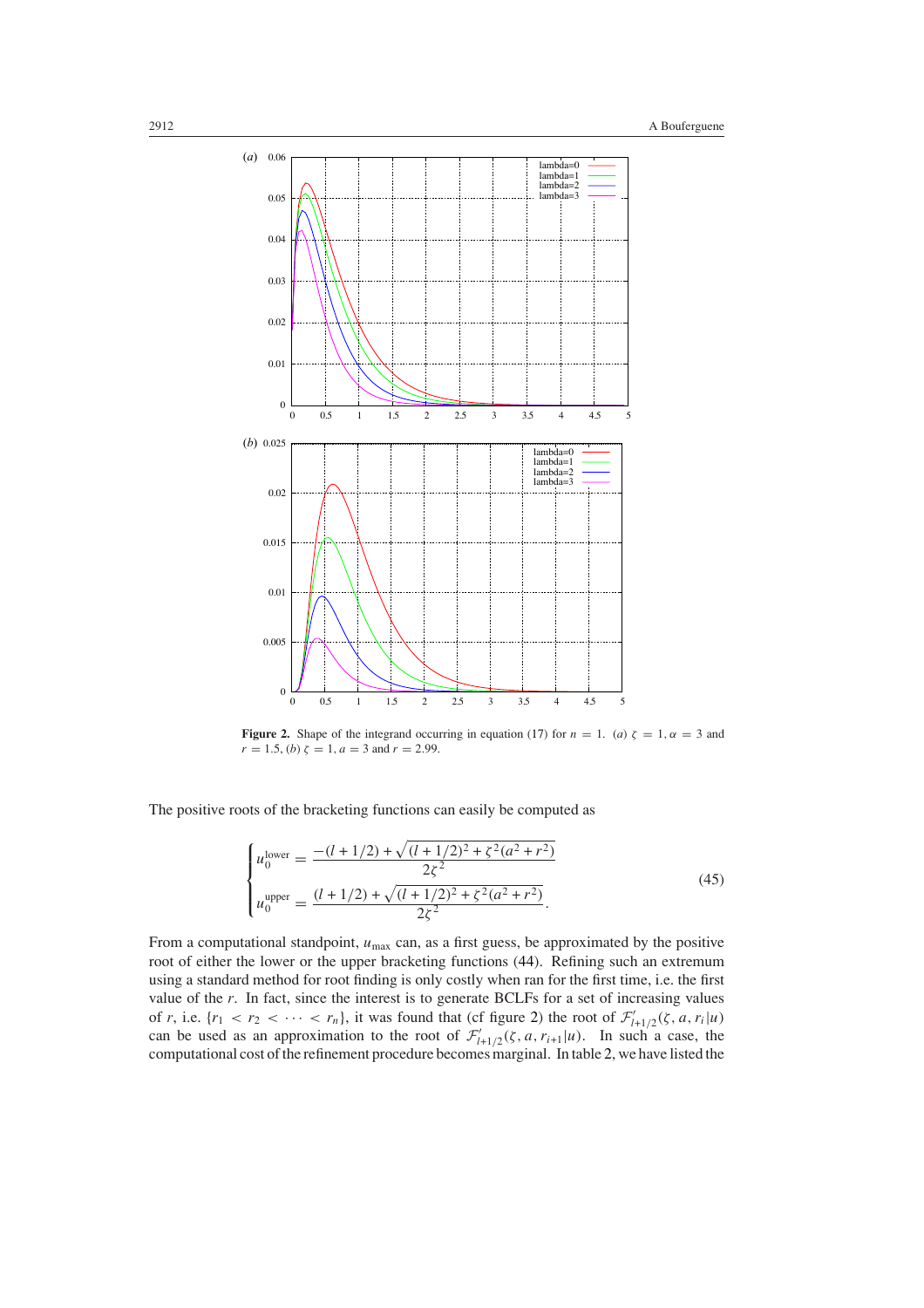**Figure 2.** Shape of the integrand occurring in equation (17) for $n = 1$. (*a*) $\zeta = 1, \alpha = 3$ and $r = 1.5$, (*b*) $\zeta = 1, a = 3$ and $r = 2.99$.

The positive roots of the bracketing functions can easily be computed as

$$\begin{cases} u_0^{\text{lower}} = \dfrac{-(l+1/2) + \sqrt{(l+1/2)^2 + \zeta^2(a^2+r^2)}}{2\zeta^2} \\ u_0^{\text{upper}} = \dfrac{(l+1/2) + \sqrt{(l+1/2)^2 + \zeta^2(a^2+r^2)}}{2\zeta^2}. \end{cases} \tag{45}$$

From a computational standpoint, $u_{\max}$ can, as a first guess, be approximated by the positive root of either the lower or the upper bracketing functions (44). Refining such an extremum using a standard method for root finding is only costly when ran for the first time, i.e. the first value of the $r$. In fact, since the interest is to generate BCLFs for a set of increasing values of $r$, i.e. $\{r_1 < r_2 < \cdots < r_n\}$, it was found that (cf figure 2) the root of $\mathcal{F}'_{l+1/2}(\zeta, a, r_i|u)$ can be used as an approximation to the root of $\mathcal{F}'_{l+1/2}(\zeta, a, r_{i+1}|u)$. In such a case, the computational cost of the refinement procedure becomes marginal. In table 2, we have listed the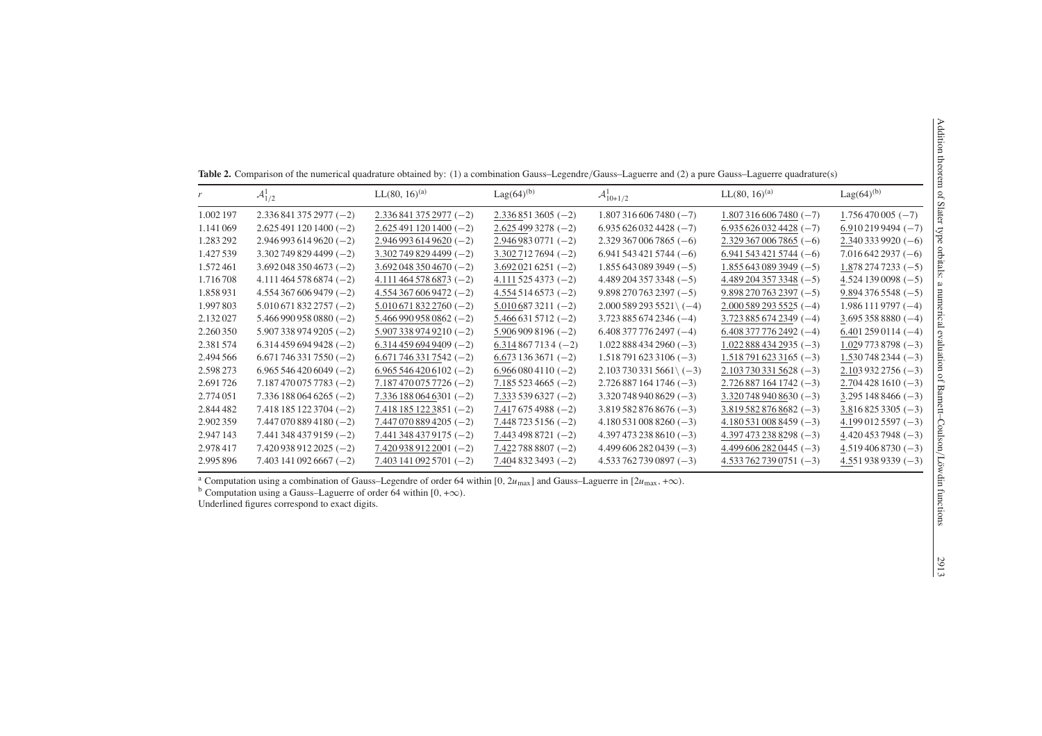**Table 2.** Comparison of the numerical quadrature obtained by: (1) a combination Gauss–Legendre/Gauss–Laguerre and (2) a pure Gauss–Laguerre quadrature(s)

| $r$ | $\mathcal{A}^{1}_{1/2}$ | LL(80, 16)[a] | Lag(64)[b] | $\mathcal{A}^{1}_{10+1/2}$ | LL(80, 16)[a] | Lag(64)[b] |
|---|---|---|---|---|---|---|
| 1.002 197 | 2.336 841 375 2977 (−2) | 2.336 841 375 2977 (−2) | 2.336 851 3605 (−2) | 1.807 316 606 7480 (−7) | 1.807 316 606 7480 (−7) | 1.756 470 005 (−7) |
| 1.141 069 | 2.625 491 120 1400 (−2) | 2.625 491 120 1400 (−2) | 2.625 499 3278 (−2) | 6.935 626 032 4428 (−7) | 6.935 626 032 4428 (−7) | 6.910 219 9494 (−7) |
| 1.283 292 | 2.946 993 614 9620 (−2) | 2.946 993 614 9620 (−2) | 2.946 983 0771 (−2) | 2.329 367 006 7865 (−6) | 2.329 367 006 7865 (−6) | 2.340 333 9920 (−6) |
| 1.427 539 | 3.302 749 829 4499 (−2) | 3.302 749 829 4499 (−2) | 3.302 712 7694 (−2) | 6.941 543 421 5744 (−6) | 6.941 543 421 5744 (−6) | 7.016 642 2937 (−6) |
| 1.572 461 | 3.692 048 350 4673 (−2) | 3.692 048 350 4670 (−2) | 3.692 021 6251 (−2) | 1.855 643 089 3949 (−5) | 1.855 643 089 3949 (−5) | 1.878 274 7233 (−5) |
| 1.716 708 | 4.111 464 578 6874 (−2) | 4.111 464 578 6873 (−2) | 4.111 525 4373 (−2) | 4.489 204 357 3348 (−5) | 4.489 204 357 3348 (−5) | 4.524 139 0098 (−5) |
| 1.858 931 | 4.554 367 606 9479 (−2) | 4.554 367 606 9472 (−2) | 4.554 514 6573 (−2) | 9.898 270 763 2397 (−5) | 9.898 270 763 2397 (−5) | 9.894 376 5548 (−5) |
| 1.997 803 | 5.010 671 832 2757 (−2) | 5.010 671 832 2760 (−2) | 5.010 687 3211 (−2) | 2.000 589 293 5521\ (−4) | 2.000 589 293 5525 (−4) | 1.986 111 9797 (−4) |
| 2.132 027 | 5.466 990 958 0880 (−2) | 5.466 990 958 0862 (−2) | 5.466 631 5712 (−2) | 3.723 885 674 2346 (−4) | 3.723 885 674 2349 (−4) | 3.695 358 8880 (−4) |
| 2.260 350 | 5.907 338 974 9205 (−2) | 5.907 338 974 9210 (−2) | 5.906 909 8196 (−2) | 6.408 377 776 2497 (−4) | 6.408 377 776 2492 (−4) | 6.401 259 0114 (−4) |
| 2.381 574 | 6.314 459 694 9428 (−2) | 6.314 459 694 9409 (−2) | 6.314 867 7134 (−2) | 1.022 888 434 2960 (−3) | 1.022 888 434 2935 (−3) | 1.029 773 8798 (−3) |
| 2.494 566 | 6.671 746 331 7550 (−2) | 6.671 746 331 7542 (−2) | 6.673 136 3671 (−2) | 1.518 791 623 3106 (−3) | 1.518 791 623 3165 (−3) | 1.530 748 2344 (−3) |
| 2.598 273 | 6.965 546 420 6049 (−2) | 6.965 546 420 6102 (−2) | 6.966 080 4110 (−2) | 2.103 730 331 5661\ (−3) | 2.103 730 331 5628 (−3) | 2.103 932 2756 (−3) |
| 2.691 726 | 7.187 470 075 7783 (−2) | 7.187 470 075 7726 (−2) | 7.185 523 4665 (−2) | 2.726 887 164 1746 (−3) | 2.726 887 164 1742 (−3) | 2.704 428 1610 (−3) |
| 2.774 051 | 7.336 188 064 6265 (−2) | 7.336 188 064 6301 (−2) | 7.333 539 6327 (−2) | 3.320 748 940 8629 (−3) | 3.320 748 940 8630 (−3) | 3.295 148 8466 (−3) |
| 2.844 482 | 7.418 185 122 3704 (−2) | 7.418 185 122 3851 (−2) | 7.417 675 4988 (−2) | 3.819 582 876 8676 (−3) | 3.819 582 876 8682 (−3) | 3.816 825 3305 (−3) |
| 2.902 359 | 7.447 070 889 4180 (−2) | 7.447 070 889 4205 (−2) | 7.448 723 5156 (−2) | 4.180 531 008 8260 (−3) | 4.180 531 008 8459 (−3) | 4.199 012 5597 (−3) |
| 2.947 143 | 7.441 348 437 9159 (−2) | 7.441 348 437 9175 (−2) | 7.443 498 8721 (−2) | 4.397 473 238 8610 (−3) | 4.397 473 238 8298 (−3) | 4.420 453 7948 (−3) |
| 2.978 417 | 7.420 938 912 2025 (−2) | 7.420 938 912 2001 (−2) | 7.422 788 8807 (−2) | 4.499 606 282 0439 (−3) | 4.499 606 282 0445 (−3) | 4.519 406 8730 (−3) |
| 2.995 896 | 7.403 141 092 6667 (−2) | 7.403 141 092 5701 (−2) | 7.404 832 3493 (−2) | 4.533 762 739 0897 (−3) | 4.533 762 739 0751 (−3) | 4.551 938 9339 (−3) |

[a] Computation using a combination of Gauss–Legendre of order 64 within $[0, 2u_{\max}]$ and Gauss–Laguerre in $[2u_{\max}, +\infty)$.
[b] Computation using a Gauss–Laguerre of order 64 within $[0, +\infty)$.
Underlined figures correspond to exact digits.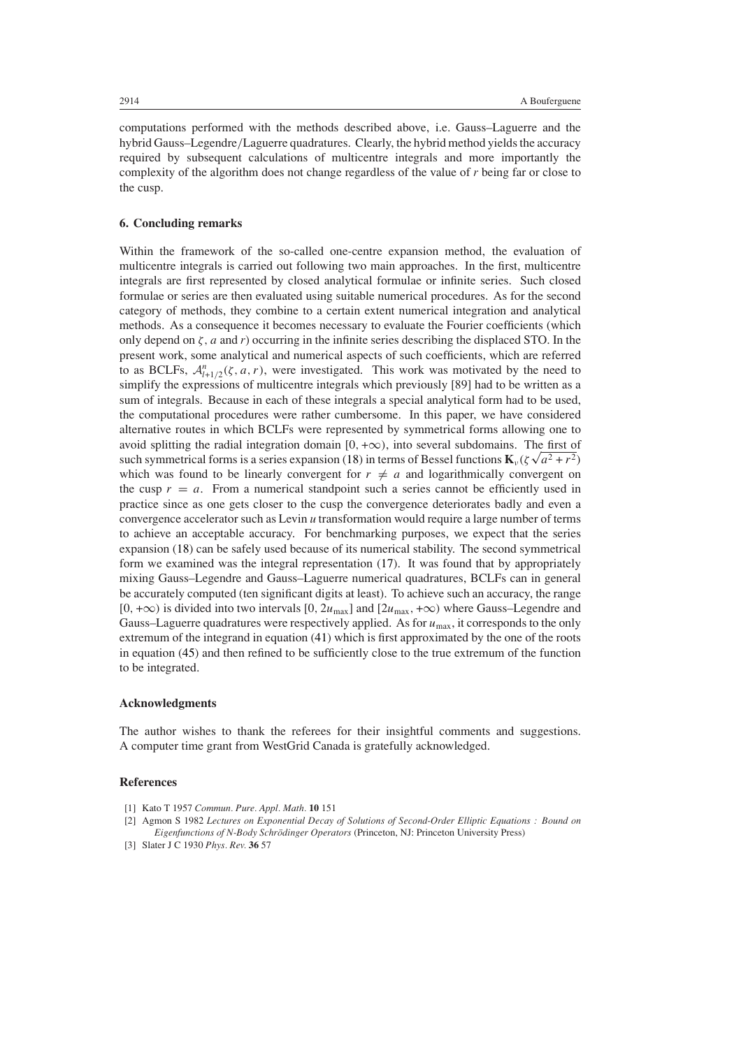computations performed with the methods described above, i.e. Gauss–Laguerre and the hybrid Gauss–Legendre/Laguerre quadratures. Clearly, the hybrid method yields the accuracy required by subsequent calculations of multicentre integrals and more importantly the complexity of the algorithm does not change regardless of the value of $r$ being far or close to the cusp.

## 6. Concluding remarks

Within the framework of the so-called one-centre expansion method, the evaluation of multicentre integrals is carried out following two main approaches. In the first, multicentre integrals are first represented by closed analytical formulae or infinite series. Such closed formulae or series are then evaluated using suitable numerical procedures. As for the second category of methods, they combine to a certain extent numerical integration and analytical methods. As a consequence it becomes necessary to evaluate the Fourier coefficients (which only depend on $\zeta$, $a$ and $r$) occurring in the infinite series describing the displaced STO. In the present work, some analytical and numerical aspects of such coefficients, which are referred to as BCLFs, $\mathcal{A}^{n}_{l+1/2}(\zeta, a, r)$, were investigated. This work was motivated by the need to simplify the expressions of multicentre integrals which previously [89] had to be written as a sum of integrals. Because in each of these integrals a special analytical form had to be used, the computational procedures were rather cumbersome. In this paper, we have considered alternative routes in which BCLFs were represented by symmetrical forms allowing one to avoid splitting the radial integration domain $[0, +\infty)$, into several subdomains. The first of such symmetrical forms is a series expansion (18) in terms of Bessel functions $\mathbf{K}_{\nu}(\zeta\sqrt{a^2 + r^2})$ which was found to be linearly convergent for $r \neq a$ and logarithmically convergent on the cusp $r = a$. From a numerical standpoint such a series cannot be efficiently used in practice since as one gets closer to the cusp the convergence deteriorates badly and even a convergence accelerator such as Levin $u$ transformation would require a large number of terms to achieve an acceptable accuracy. For benchmarking purposes, we expect that the series expansion (18) can be safely used because of its numerical stability. The second symmetrical form we examined was the integral representation (17). It was found that by appropriately mixing Gauss–Legendre and Gauss–Laguerre numerical quadratures, BCLFs can in general be accurately computed (ten significant digits at least). To achieve such an accuracy, the range $[0, +\infty)$ is divided into two intervals $[0, 2u_{\max}]$ and $[2u_{\max}, +\infty)$ where Gauss–Legendre and Gauss–Laguerre quadratures were respectively applied. As for $u_{\max}$, it corresponds to the only extremum of the integrand in equation (41) which is first approximated by the one of the roots in equation (45) and then refined to be sufficiently close to the true extremum of the function to be integrated.

## Acknowledgments

The author wishes to thank the referees for their insightful comments and suggestions. A computer time grant from WestGrid Canada is gratefully acknowledged.

## References

[1] Kato T 1957 *Commun. Pure. Appl. Math.* **10** 151

[2] Agmon S 1982 *Lectures on Exponential Decay of Solutions of Second-Order Elliptic Equations : Bound on Eigenfunctions of N-Body Schrödinger Operators* (Princeton, NJ: Princeton University Press)

[3] Slater J C 1930 *Phys. Rev.* **36** 57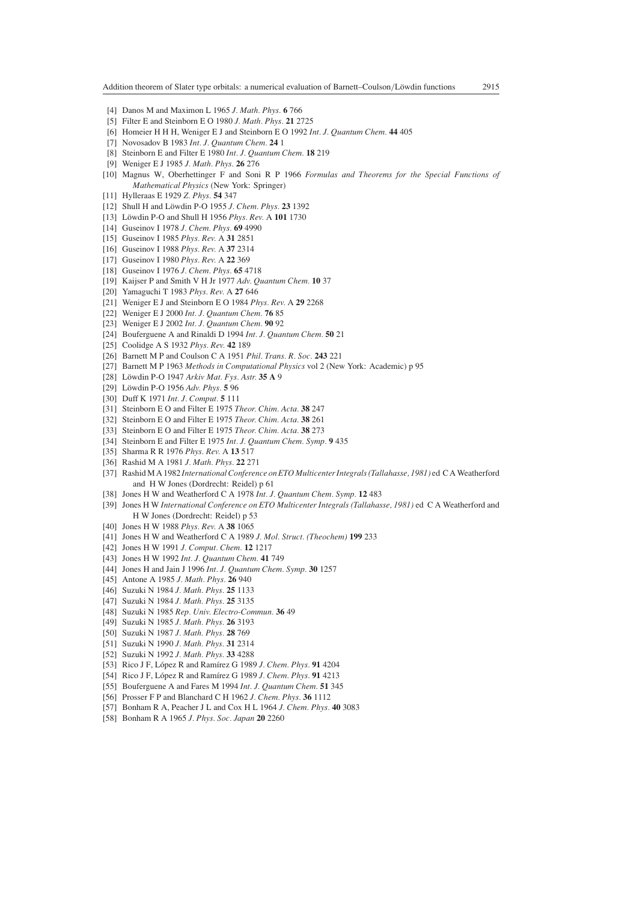[4] Danos M and Maximon L 1965 *J. Math. Phys.* **6** 766

[5] Filter E and Steinborn E O 1980 *J. Math. Phys.* **21** 2725

[6] Homeier H H H, Weniger E J and Steinborn E O 1992 *Int. J. Quantum Chem.* **44** 405

[7] Novosadov B 1983 *Int. J. Quantum Chem.* **24** 1

[8] Steinborn E and Filter E 1980 *Int. J. Quantum Chem.* **18** 219

[9] Weniger E J 1985 *J. Math. Phys.* **26** 276

[10] Magnus W, Oberhettinger F and Soni R P 1966 *Formulas and Theorems for the Special Functions of Mathematical Physics* (New York: Springer)

[11] Hylleraas E 1929 *Z. Phys.* **54** 347

[12] Shull H and Löwdin P-O 1955 *J. Chem. Phys.* **23** 1392

[13] Löwdin P-O and Shull H 1956 *Phys. Rev.* A **101** 1730

[14] Guseinov I 1978 *J. Chem. Phys.* **69** 4990

[15] Guseinov I 1985 *Phys. Rev.* A **31** 2851

[16] Guseinov I 1988 *Phys. Rev.* A **37** 2314

[17] Guseinov I 1980 *Phys. Rev.* A **22** 369

[18] Guseinov I 1976 *J. Chem. Phys.* **65** 4718

[19] Kaijser P and Smith V H Jr 1977 *Adv. Quantum Chem.* **10** 37

[20] Yamaguchi T 1983 *Phys. Rev.* A **27** 646

[21] Weniger E J and Steinborn E O 1984 *Phys. Rev.* A **29** 2268

[22] Weniger E J 2000 *Int. J. Quantum Chem.* **76** 85

[23] Weniger E J 2002 *Int. J. Quantum Chem.* **90** 92

[24] Bouferguene A and Rinaldi D 1994 *Int. J. Quantum Chem.* **50** 21

[25] Coolidge A S 1932 *Phys. Rev.* **42** 189

[26] Barnett M P and Coulson C A 1951 *Phil. Trans. R. Soc.* **243** 221

[27] Barnett M P 1963 *Methods in Computational Physics* vol 2 (New York: Academic) p 95

[28] Löwdin P-O 1947 *Arkiv Mat. Fys. Astr.* **35 A** 9

[29] Löwdin P-O 1956 *Adv. Phys.* **5** 96

[30] Duff K 1971 *Int. J. Comput.* **5** 111

[31] Steinborn E O and Filter E 1975 *Theor. Chim. Acta.* **38** 247

[32] Steinborn E O and Filter E 1975 *Theor. Chim. Acta.* **38** 261

[33] Steinborn E O and Filter E 1975 *Theor. Chim. Acta.* **38** 273

[34] Steinborn E and Filter E 1975 *Int. J. Quantum Chem. Symp.* **9** 435

[35] Sharma R R 1976 *Phys. Rev.* A **13** 517

[36] Rashid M A 1981 *J. Math. Phys.* **22** 271

[37] Rashid M A 1982 *International Conference on ETO Multicenter Integrals (Tallahasse, 1981)* ed C A Weatherford and H W Jones (Dordrecht: Reidel) p 61

[38] Jones H W and Weatherford C A 1978 *Int. J. Quantum Chem. Symp.* **12** 483

[39] Jones H W *International Conference on ETO Multicenter Integrals (Tallahasse, 1981)* ed C A Weatherford and H W Jones (Dordrecht: Reidel) p 53

[40] Jones H W 1988 *Phys. Rev.* A **38** 1065

[41] Jones H W and Weatherford C A 1989 *J. Mol. Struct. (Theochem)* **199** 233

[42] Jones H W 1991 *J. Comput. Chem.* **12** 1217

[43] Jones H W 1992 *Int. J. Quantum Chem.* **41** 749

[44] Jones H and Jain J 1996 *Int. J. Quantum Chem. Symp.* **30** 1257

[45] Antone A 1985 *J. Math. Phys.* **26** 940

[46] Suzuki N 1984 *J. Math. Phys.* **25** 1133

[47] Suzuki N 1984 *J. Math. Phys.* **25** 3135

[48] Suzuki N 1985 *Rep. Univ. Electro-Commun.* **36** 49

[49] Suzuki N 1985 *J. Math. Phys.* **26** 3193

[50] Suzuki N 1987 *J. Math. Phys.* **28** 769

[51] Suzuki N 1990 *J. Math. Phys.* **31** 2314

[52] Suzuki N 1992 *J. Math. Phys.* **33** 4288

[53] Rico J F, López R and Ramírez G 1989 *J. Chem. Phys.* **91** 4204

[54] Rico J F, López R and Ramírez G 1989 *J. Chem. Phys.* **91** 4213

[55] Bouferguene A and Fares M 1994 *Int. J. Quantum Chem.* **51** 345

[56] Prosser F P and Blanchard C H 1962 *J. Chem. Phys.* **36** 1112

[57] Bonham R A, Peacher J L and Cox H L 1964 *J. Chem. Phys.* **40** 3083

[58] Bonham R A 1965 *J. Phys. Soc. Japan* **20** 2260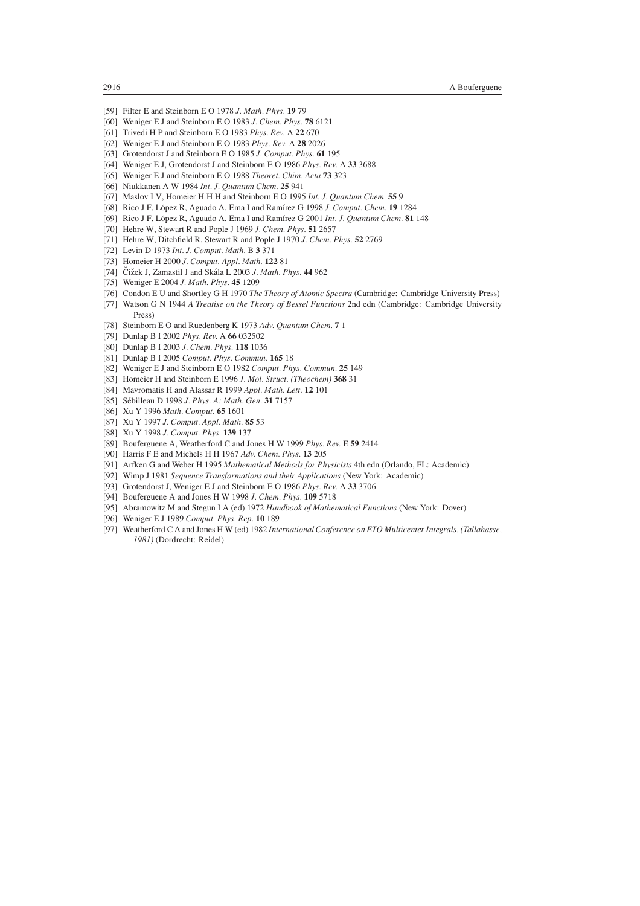- [59] Filter E and Steinborn E O 1978 *J. Math. Phys.* **19** 79
- [60] Weniger E J and Steinborn E O 1983 *J. Chem. Phys.* **78** 6121
- [61] Trivedi H P and Steinborn E O 1983 *Phys. Rev.* A **22** 670
- [62] Weniger E J and Steinborn E O 1983 *Phys. Rev.* A **28** 2026
- [63] Grotendorst J and Steinborn E O 1985 *J. Comput. Phys.* **61** 195
- [64] Weniger E J, Grotendorst J and Steinborn E O 1986 *Phys. Rev.* A **33** 3688
- [65] Weniger E J and Steinborn E O 1988 *Theoret. Chim. Acta* **73** 323
- [66] Niukkanen A W 1984 *Int. J. Quantum Chem.* **25** 941
- [67] Maslov I V, Homeier H H H and Steinborn E O 1995 *Int. J. Quantum Chem.* **55** 9
- [68] Rico J F, López R, Aguado A, Ema I and Ramírez G 1998 *J. Comput. Chem.* **19** 1284
- [69] Rico J F, López R, Aguado A, Ema I and Ramírez G 2001 *Int. J. Quantum Chem.* **81** 148
- [70] Hehre W, Stewart R and Pople J 1969 *J. Chem. Phys.* **51** 2657
- [71] Hehre W, Ditchfield R, Stewart R and Pople J 1970 *J. Chem. Phys.* **52** 2769
- [72] Levin D 1973 *Int. J. Comput. Math.* B **3** 371
- [73] Homeier H 2000 *J. Comput. Appl. Math.* **122** 81
- [74] Čižek J, Zamastil J and Skála L 2003 *J. Math. Phys.* **44** 962
- [75] Weniger E 2004 *J. Math. Phys.* **45** 1209
- [76] Condon E U and Shortley G H 1970 *The Theory of Atomic Spectra* (Cambridge: Cambridge University Press)
- [77] Watson G N 1944 *A Treatise on the Theory of Bessel Functions* 2nd edn (Cambridge: Cambridge University Press)
- [78] Steinborn E O and Ruedenberg K 1973 *Adv. Quantum Chem.* **7** 1
- [79] Dunlap B I 2002 *Phys. Rev.* A **66** 032502
- [80] Dunlap B I 2003 *J. Chem. Phys.* **118** 1036
- [81] Dunlap B I 2005 *Comput. Phys. Commun.* **165** 18
- [82] Weniger E J and Steinborn E O 1982 *Comput. Phys. Commun.* **25** 149
- [83] Homeier H and Steinborn E 1996 *J. Mol. Struct. (Theochem)* **368** 31
- [84] Mavromatis H and Alassar R 1999 *Appl. Math. Lett.* **12** 101
- [85] Sébilleau D 1998 *J. Phys. A: Math. Gen.* **31** 7157
- [86] Xu Y 1996 *Math. Comput.* **65** 1601
- [87] Xu Y 1997 *J. Comput. Appl. Math.* **85** 53
- [88] Xu Y 1998 *J. Comput. Phys.* **139** 137
- [89] Bouferguene A, Weatherford C and Jones H W 1999 *Phys. Rev.* E **59** 2414
- [90] Harris F E and Michels H H 1967 *Adv. Chem. Phys.* **13** 205
- [91] Arfken G and Weber H 1995 *Mathematical Methods for Physicists* 4th edn (Orlando, FL: Academic)
- [92] Wimp J 1981 *Sequence Transformations and their Applications* (New York: Academic)
- [93] Grotendorst J, Weniger E J and Steinborn E O 1986 *Phys. Rev.* A **33** 3706
- [94] Bouferguene A and Jones H W 1998 *J. Chem. Phys.* **109** 5718
- [95] Abramowitz M and Stegun I A (ed) 1972 *Handbook of Mathematical Functions* (New York: Dover)
- [96] Weniger E J 1989 *Comput. Phys. Rep.* **10** 189
- [97] Weatherford C A and Jones H W (ed) 1982 *International Conference on ETO Multicenter Integrals, (Tallahasse, 1981)* (Dordrecht: Reidel)